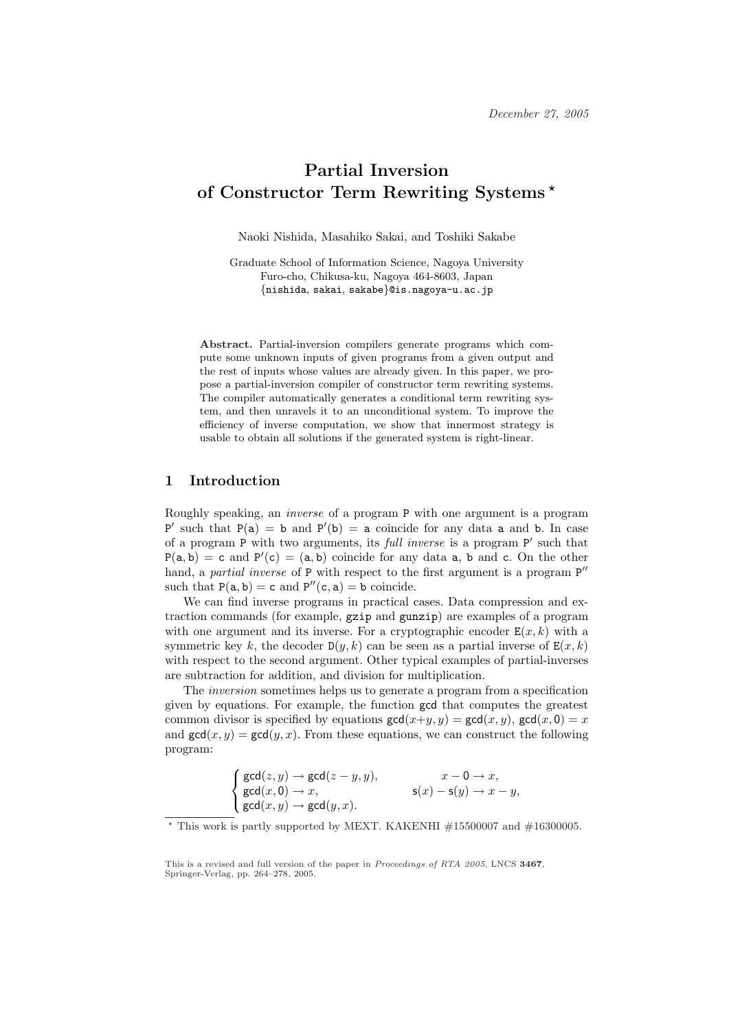December 27, 2005

# Partial Inversion of Constructor Term Rewriting Systems *

Naoki Nishida, Masahiko Sakai, and Toshiki Sakabe

Graduate School of Information Science, Nagoya University
Furo-cho, Chikusa-ku, Nagoya 464-8603, Japan
{nishida, sakai, sakabe}@is.nagoya-u.ac.jp

**Abstract.** Partial-inversion compilers generate programs which compute some unknown inputs of given programs from a given output and the rest of inputs whose values are already given. In this paper, we propose a partial-inversion compiler of constructor term rewriting systems. The compiler automatically generates a conditional term rewriting system, and then unravels it to an unconditional system. To improve the efficiency of inverse computation, we show that innermost strategy is usable to obtain all solutions if the generated system is right-linear.

## 1 Introduction

Roughly speaking, an *inverse* of a program P with one argument is a program P′ such that P(a) = b and P′(b) = a coincide for any data a and b. In case of a program P with two arguments, its *full inverse* is a program P′ such that P(a, b) = c and P′(c) = (a, b) coincide for any data a, b and c. On the other hand, a *partial inverse* of P with respect to the first argument is a program P′′ such that P(a, b) = c and P′′(c, a) = b coincide.

We can find inverse programs in practical cases. Data compression and extraction commands (for example, gzip and gunzip) are examples of a program with one argument and its inverse. For a cryptographic encoder $\mathtt{E}(x, k)$ with a symmetric key $k$, the decoder $\mathtt{D}(y, k)$ can be seen as a partial inverse of $\mathtt{E}(x, k)$ with respect to the second argument. Other typical examples of partial-inverses are subtraction for addition, and division for multiplication.

The *inversion* sometimes helps us to generate a program from a specification given by equations. For example, the function gcd that computes the greatest common divisor is specified by equations $\mathsf{gcd}(x+y, y) = \mathsf{gcd}(x, y)$, $\mathsf{gcd}(x, 0) = x$ and $\mathsf{gcd}(x, y) = \mathsf{gcd}(y, x)$. From these equations, we can construct the following program:

$$\begin{cases} \mathsf{gcd}(z, y) \to \mathsf{gcd}(z - y, y), \\ \mathsf{gcd}(x, 0) \to x, \\ \mathsf{gcd}(x, y) \to \mathsf{gcd}(y, x). \end{cases} \qquad \begin{array}{c} x - 0 \to x, \\ \mathsf{s}(x) - \mathsf{s}(y) \to x - y, \end{array}$$

* This work is partly supported by MEXT. KAKENHI #15500007 and #16300005.

This is a revised and full version of the paper in *Proceedings of RTA 2005*, LNCS **3467**, Springer-Verlag, pp. 264–278, 2005.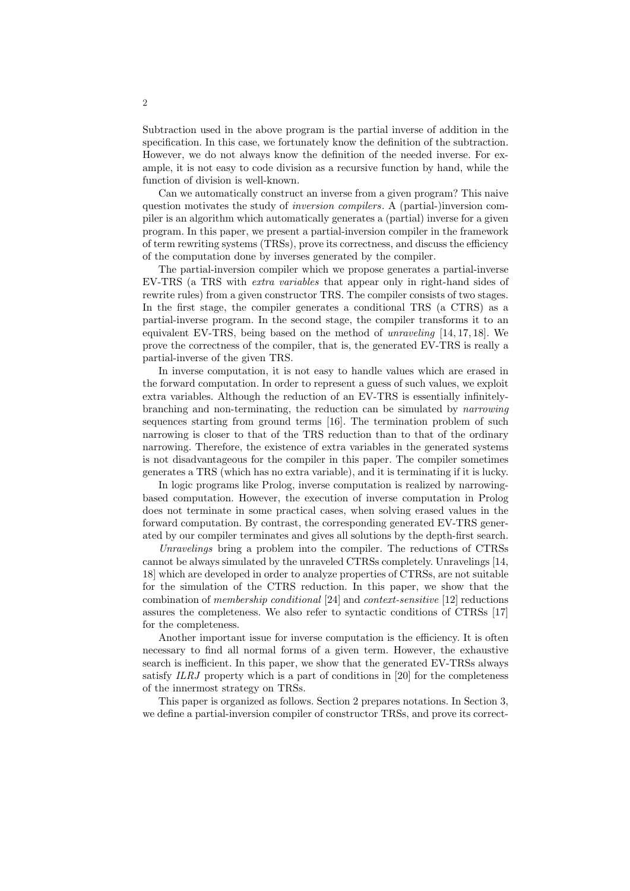Subtraction used in the above program is the partial inverse of addition in the specification. In this case, we fortunately know the definition of the subtraction. However, we do not always know the definition of the needed inverse. For example, it is not easy to code division as a recursive function by hand, while the function of division is well-known.

Can we automatically construct an inverse from a given program? This naive question motivates the study of *inversion compilers*. A (partial-)inversion compiler is an algorithm which automatically generates a (partial) inverse for a given program. In this paper, we present a partial-inversion compiler in the framework of term rewriting systems (TRSs), prove its correctness, and discuss the efficiency of the computation done by inverses generated by the compiler.

The partial-inversion compiler which we propose generates a partial-inverse EV-TRS (a TRS with *extra variables* that appear only in right-hand sides of rewrite rules) from a given constructor TRS. The compiler consists of two stages. In the first stage, the compiler generates a conditional TRS (a CTRS) as a partial-inverse program. In the second stage, the compiler transforms it to an equivalent EV-TRS, being based on the method of *unraveling* [14, 17, 18]. We prove the correctness of the compiler, that is, the generated EV-TRS is really a partial-inverse of the given TRS.

In inverse computation, it is not easy to handle values which are erased in the forward computation. In order to represent a guess of such values, we exploit extra variables. Although the reduction of an EV-TRS is essentially infinitely-branching and non-terminating, the reduction can be simulated by *narrowing* sequences starting from ground terms [16]. The termination problem of such narrowing is closer to that of the TRS reduction than to that of the ordinary narrowing. Therefore, the existence of extra variables in the generated systems is not disadvantageous for the compiler in this paper. The compiler sometimes generates a TRS (which has no extra variable), and it is terminating if it is lucky.

In logic programs like Prolog, inverse computation is realized by narrowing-based computation. However, the execution of inverse computation in Prolog does not terminate in some practical cases, when solving erased values in the forward computation. By contrast, the corresponding generated EV-TRS generated by our compiler terminates and gives all solutions by the depth-first search.

*Unravelings* bring a problem into the compiler. The reductions of CTRSs cannot be always simulated by the unraveled CTRSs completely. Unravelings [14, 18] which are developed in order to analyze properties of CTRSs, are not suitable for the simulation of the CTRS reduction. In this paper, we show that the combination of *membership conditional* [24] and *context-sensitive* [12] reductions assures the completeness. We also refer to syntactic conditions of CTRSs [17] for the completeness.

Another important issue for inverse computation is the efficiency. It is often necessary to find all normal forms of a given term. However, the exhaustive search is inefficient. In this paper, we show that the generated EV-TRSs always satisfy *ILRJ* property which is a part of conditions in [20] for the completeness of the innermost strategy on TRSs.

This paper is organized as follows. Section 2 prepares notations. In Section 3, we define a partial-inversion compiler of constructor TRSs, and prove its correct-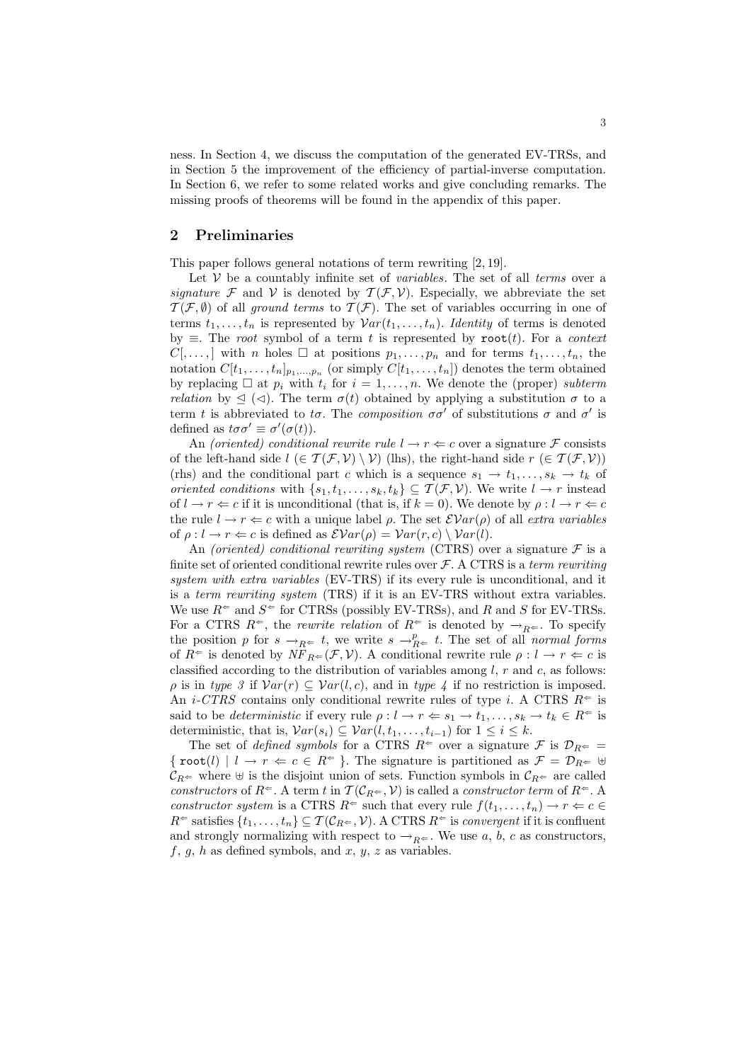ness. In Section 4, we discuss the computation of the generated EV-TRSs, and in Section 5 the improvement of the efficiency of partial-inverse computation. In Section 6, we refer to some related works and give concluding remarks. The missing proofs of theorems will be found in the appendix of this paper.

## 2 Preliminaries

This paper follows general notations of term rewriting [2, 19].

Let $\mathcal{V}$ be a countably infinite set of *variables*. The set of all *terms* over a *signature* $\mathcal{F}$ and $\mathcal{V}$ is denoted by $\mathcal{T}(\mathcal{F},\mathcal{V})$. Especially, we abbreviate the set $\mathcal{T}(\mathcal{F},\emptyset)$ of all *ground terms* to $\mathcal{T}(\mathcal{F})$. The set of variables occurring in one of terms $t_1,\ldots,t_n$ is represented by $\mathcal{V}ar(t_1,\ldots,t_n)$. *Identity* of terms is denoted by $\equiv$. The *root* symbol of a term $t$ is represented by $\mathtt{root}(t)$. For a *context* $C[,\ldots,]$ with $n$ holes $\Box$ at positions $p_1,\ldots,p_n$ and for terms $t_1,\ldots,t_n$, the notation $C[t_1,\ldots,t_n]_{p_1,\ldots,p_n}$ (or simply $C[t_1,\ldots,t_n]$) denotes the term obtained by replacing $\Box$ at $p_i$ with $t_i$ for $i=1,\ldots,n$. We denote the (proper) *subterm relation* by $\trianglelefteq$ ($\triangleleft$). The term $\sigma(t)$ obtained by applying a substitution $\sigma$ to a term $t$ is abbreviated to $t\sigma$. The *composition* $\sigma\sigma'$ of substitutions $\sigma$ and $\sigma'$ is defined as $t\sigma\sigma' \equiv \sigma'(\sigma(t))$.

An *(oriented) conditional rewrite rule* $l \to r \Leftarrow c$ over a signature $\mathcal{F}$ consists of the left-hand side $l$ ($\in \mathcal{T}(\mathcal{F},\mathcal{V})\setminus\mathcal{V}$) (lhs), the right-hand side $r$ ($\in \mathcal{T}(\mathcal{F},\mathcal{V})$) (rhs) and the conditional part $c$ which is a sequence $s_1 \to t_1,\ldots,s_k \to t_k$ of *oriented conditions* with $\{s_1,t_1,\ldots,s_k,t_k\} \subseteq \mathcal{T}(\mathcal{F},\mathcal{V})$. We write $l \to r$ instead of $l \to r \Leftarrow c$ if it is unconditional (that is, if $k=0$). We denote by $\rho : l \to r \Leftarrow c$ the rule $l \to r \Leftarrow c$ with a unique label $\rho$. The set $\mathcal{EV}ar(\rho)$ of all *extra variables* of $\rho : l \to r \Leftarrow c$ is defined as $\mathcal{EV}ar(\rho) = \mathcal{V}ar(r,c)\setminus\mathcal{V}ar(l)$.

An *(oriented) conditional rewriting system* (CTRS) over a signature $\mathcal{F}$ is a finite set of oriented conditional rewrite rules over $\mathcal{F}$. A CTRS is a *term rewriting system with extra variables* (EV-TRS) if its every rule is unconditional, and it is a *term rewriting system* (TRS) if it is an EV-TRS without extra variables. We use $R^{\Leftarrow}$ and $S^{\Leftarrow}$ for CTRSs (possibly EV-TRSs), and $R$ and $S$ for EV-TRSs. For a CTRS $R^{\Leftarrow}$, the *rewrite relation* of $R^{\Leftarrow}$ is denoted by $\to_{R^{\Leftarrow}}$. To specify the position $p$ for $s \to_{R^{\Leftarrow}} t$, we write $s \to^{p}_{R^{\Leftarrow}} t$. The set of all *normal forms* of $R^{\Leftarrow}$ is denoted by $NF_{R^{\Leftarrow}}(\mathcal{F},\mathcal{V})$. A conditional rewrite rule $\rho : l \to r \Leftarrow c$ is classified according to the distribution of variables among $l$, $r$ and $c$, as follows: $\rho$ is in *type 3* if $\mathcal{V}ar(r) \subseteq \mathcal{V}ar(l,c)$, and in *type 4* if no restriction is imposed. An *i-CTRS* contains only conditional rewrite rules of type $i$. A CTRS $R^{\Leftarrow}$ is said to be *deterministic* if every rule $\rho : l \to r \Leftarrow s_1 \to t_1,\ldots,s_k \to t_k \in R^{\Leftarrow}$ is deterministic, that is, $\mathcal{V}ar(s_i) \subseteq \mathcal{V}ar(l,t_1,\ldots,t_{i-1})$ for $1 \le i \le k$.

The set of *defined symbols* for a CTRS $R^{\Leftarrow}$ over a signature $\mathcal{F}$ is $\mathcal{D}_{R^{\Leftarrow}} = \{\, \mathtt{root}(l) \mid l \to r \Leftarrow c \in R^{\Leftarrow} \,\}$. The signature is partitioned as $\mathcal{F} = \mathcal{D}_{R^{\Leftarrow}} \uplus \mathcal{C}_{R^{\Leftarrow}}$ where $\uplus$ is the disjoint union of sets. Function symbols in $\mathcal{C}_{R^{\Leftarrow}}$ are called *constructors* of $R^{\Leftarrow}$. A term $t$ in $\mathcal{T}(\mathcal{C}_{R^{\Leftarrow}},\mathcal{V})$ is called a *constructor term* of $R^{\Leftarrow}$. A *constructor system* is a CTRS $R^{\Leftarrow}$ such that every rule $f(t_1,\ldots,t_n) \to r \Leftarrow c \in R^{\Leftarrow}$ satisfies $\{t_1,\ldots,t_n\} \subseteq \mathcal{T}(\mathcal{C}_{R^{\Leftarrow}},\mathcal{V})$. A CTRS $R^{\Leftarrow}$ is *convergent* if it is confluent and strongly normalizing with respect to $\to_{R^{\Leftarrow}}$. We use $a$, $b$, $c$ as constructors, $f$, $g$, $h$ as defined symbols, and $x$, $y$, $z$ as variables.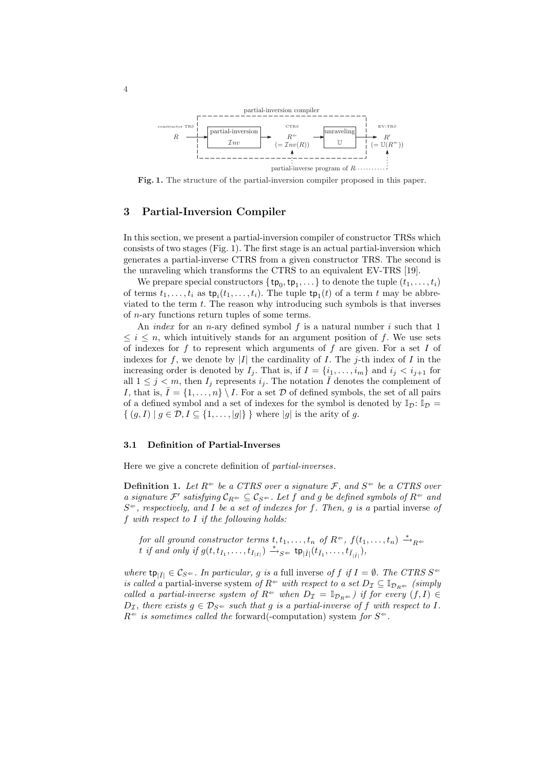partial-inversion compiler

constructor TRS

$R$

partial-inversion

$\mathcal{I}nv$

CTRS

$R^{\Leftarrow}$

$(= \mathcal{I}nv(R))$

unraveling

$\mathbb{U}$

EV-TRS

$R'$

$(= \mathbb{U}(R^{\Leftarrow}))$

partial-inverse program of $R$

**Fig. 1.** The structure of the partial-inversion compiler proposed in this paper.

## 3 Partial-Inversion Compiler

In this section, we present a partial-inversion compiler of constructor TRSs which consists of two stages (Fig. 1). The first stage is an actual partial-inversion which generates a partial-inverse CTRS from a given constructor TRS. The second is the unraveling which transforms the CTRS to an equivalent EV-TRS [19].

We prepare special constructors $\{\mathsf{tp}_0, \mathsf{tp}_1, \ldots\}$ to denote the tuple $(t_1, \ldots, t_i)$ of terms $t_1, \ldots, t_i$ as $\mathsf{tp}_i(t_1, \ldots, t_i)$. The tuple $\mathsf{tp}_1(t)$ of a term $t$ may be abbreviated to the term $t$. The reason why introducing such symbols is that inverses of $n$-ary functions return tuples of some terms.

An *index* for an $n$-ary defined symbol $f$ is a natural number $i$ such that $1 \leq i \leq n$, which intuitively stands for an argument position of $f$. We use sets of indexes for $f$ to represent which arguments of $f$ are given. For a set $I$ of indexes for $f$, we denote by $|I|$ the cardinality of $I$. The $j$-th index of $I$ in the increasing order is denoted by $I_j$. That is, if $I = \{i_1, \ldots, i_m\}$ and $i_j < i_{j+1}$ for all $1 \leq j < m$, then $I_j$ represents $i_j$. The notation $\bar{I}$ denotes the complement of $I$, that is, $\bar{I} = \{1, \ldots, n\} \setminus I$. For a set $\mathcal{D}$ of defined symbols, the set of all pairs of a defined symbol and a set of indexes for the symbol is denoted by $\mathbb{I}_{\mathcal{D}}$: $\mathbb{I}_{\mathcal{D}} = \{ (g, I) \mid g \in \mathcal{D}, I \subseteq \{1, \ldots, |g|\} \}$ where $|g|$ is the arity of $g$.

### 3.1 Definition of Partial-Inverses

Here we give a concrete definition of *partial-inverses*.

**Definition 1.** *Let $R^{\Leftarrow}$ be a CTRS over a signature $\mathcal{F}$, and $S^{\Leftarrow}$ be a CTRS over a signature $\mathcal{F}'$ satisfying $\mathcal{C}_{R^{\Leftarrow}} \subseteq \mathcal{C}_{S^{\Leftarrow}}$. Let $f$ and $g$ be defined symbols of $R^{\Leftarrow}$ and $S^{\Leftarrow}$, respectively, and $I$ be a set of indexes for $f$. Then, $g$ is a* partial inverse *of $f$ with respect to $I$ if the following holds:*

*for all ground constructor terms $t, t_1, \ldots, t_n$ of $R^{\Leftarrow}$, $f(t_1, \ldots, t_n) \xrightarrow{*}_{R^{\Leftarrow}} t$ if and only if $g(t, t_{I_1}, \ldots, t_{I_{|I|}}) \xrightarrow{*}_{S^{\Leftarrow}} \mathsf{tp}_{|\bar{I}|}(t_{\bar{I}_1}, \ldots, t_{\bar{I}_{|\bar{I}|}})$,*

*where $\mathsf{tp}_{|\bar{I}|} \in \mathcal{C}_{S^{\Leftarrow}}$. In particular, $g$ is a* full inverse *of $f$ if $I = \emptyset$. The CTRS $S^{\Leftarrow}$ is called a* partial-inverse system *of $R^{\Leftarrow}$ with respect to a set $D_{\mathcal{I}} \subseteq \mathbb{I}_{\mathcal{D}_{R^{\Leftarrow}}}$ (simply called a partial-inverse system of $R^{\Leftarrow}$ when $D_{\mathcal{I}} = \mathbb{I}_{\mathcal{D}_{R^{\Leftarrow}}}$) if for every $(f, I) \in D_{\mathcal{I}}$, there exists $g \in \mathcal{D}_{S^{\Leftarrow}}$ such that $g$ is a partial-inverse of $f$ with respect to $I$. $R^{\Leftarrow}$ is sometimes called the* forward(-computation) system *for $S^{\Leftarrow}$.*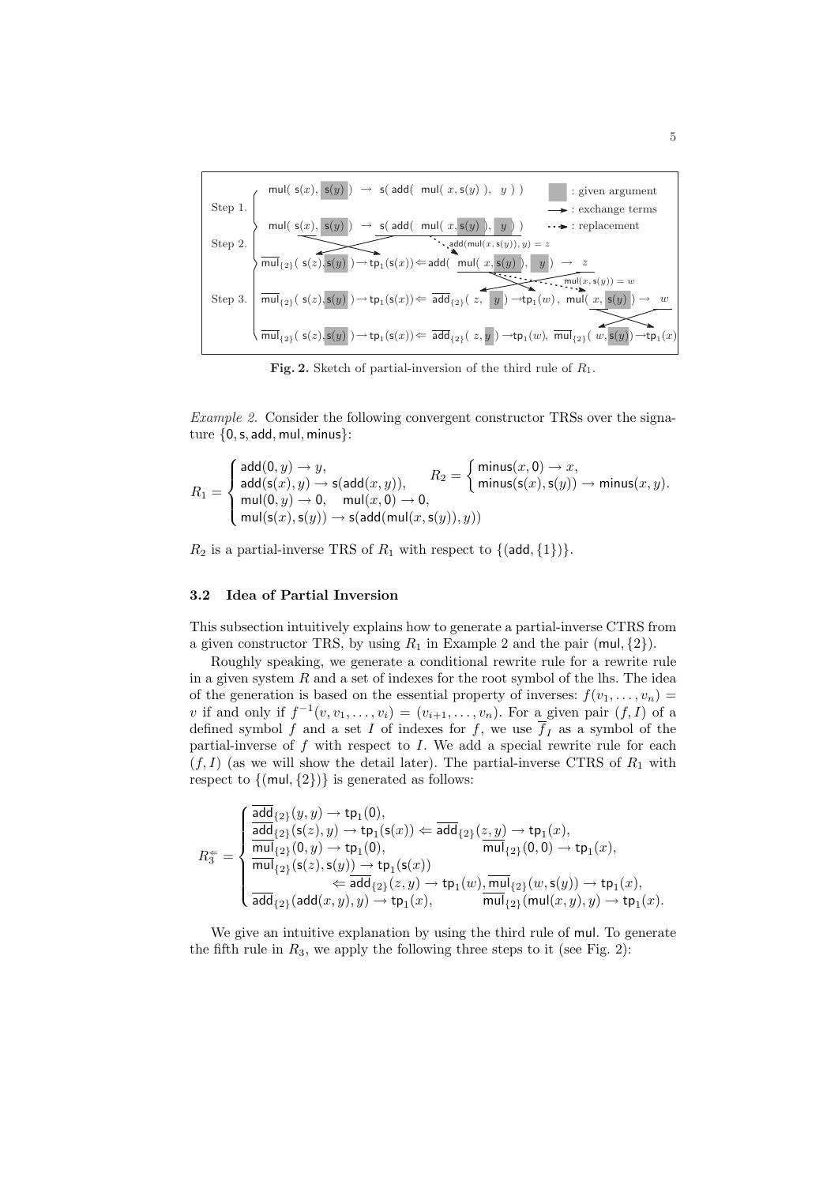Step 1.

$\mathsf{mul}(\ \mathsf{s}(x),\ \mathsf{s}(y)\ )\ \rightarrow\ \mathsf{s}(\ \mathsf{add}(\ \mathsf{mul}(\ x, \mathsf{s}(y)\ ),\ \ y\ )\ )$

: given argument

: exchange terms

: replacement

$\mathsf{mul}(\ \mathsf{s}(x),\ \mathsf{s}(y)\ )\ \rightarrow\ \mathsf{s}(\ \mathsf{add}(\ \mathsf{mul}(\ x, \mathsf{s}(y)\ ),\ \ y\ )\ )$

Step 2.

$\mathsf{add}(\mathsf{mul}(x, \mathsf{s}(y)), y) = z$

$\overline{\mathsf{mul}}_{\{2\}}(\ \mathsf{s}(z), \mathsf{s}(y)\ ) \rightarrow \mathsf{tp}_1(\mathsf{s}(x)) \Leftarrow \mathsf{add}(\ \ \mathsf{mul}(\ x, \mathsf{s}(y)\ ),\ \ \ y\ )\ \ \rightarrow\ \ z$

$\mathsf{mul}(x, \mathsf{s}(y)) = w$

Step 3.

$\overline{\mathsf{mul}}_{\{2\}}(\ \mathsf{s}(z), \mathsf{s}(y)\ ) \rightarrow \mathsf{tp}_1(\mathsf{s}(x)) \Leftarrow\ \overline{\mathsf{add}}_{\{2\}}(\ z,\ \ y\ ) \rightarrow \mathsf{tp}_1(w),\ \mathsf{mul}(\ x, \mathsf{s}(y)\ ) \rightarrow\ \ w$

$\overline{\mathsf{mul}}_{\{2\}}(\ \mathsf{s}(z), \mathsf{s}(y)\ ) \rightarrow \mathsf{tp}_1(\mathsf{s}(x)) \Leftarrow\ \overline{\mathsf{add}}_{\{2\}}(\ z, y\ ) \rightarrow \mathsf{tp}_1(w),\ \overline{\mathsf{mul}}_{\{2\}}(\ w, \mathsf{s}(y)) \rightarrow \mathsf{tp}_1(x)$

**Fig. 2.** Sketch of partial-inversion of the third rule of $R_1$.

*Example 2.* Consider the following convergent constructor TRSs over the signature $\{\mathsf{0}, \mathsf{s}, \mathsf{add}, \mathsf{mul}, \mathsf{minus}\}$:

$$R_1 = \begin{cases} \mathsf{add}(\mathsf{0}, y) \rightarrow y, \\ \mathsf{add}(\mathsf{s}(x), y) \rightarrow \mathsf{s}(\mathsf{add}(x, y)), \\ \mathsf{mul}(\mathsf{0}, y) \rightarrow \mathsf{0}, \quad \mathsf{mul}(x, \mathsf{0}) \rightarrow \mathsf{0}, \\ \mathsf{mul}(\mathsf{s}(x), \mathsf{s}(y)) \rightarrow \mathsf{s}(\mathsf{add}(\mathsf{mul}(x, \mathsf{s}(y)), y)) \end{cases} \quad R_2 = \begin{cases} \mathsf{minus}(x, \mathsf{0}) \rightarrow x, \\ \mathsf{minus}(\mathsf{s}(x), \mathsf{s}(y)) \rightarrow \mathsf{minus}(x, y). \end{cases}$$

$R_2$ is a partial-inverse TRS of $R_1$ with respect to $\{(\mathsf{add}, \{1\})\}$.

### 3.2 Idea of Partial Inversion

This subsection intuitively explains how to generate a partial-inverse CTRS from a given constructor TRS, by using $R_1$ in Example 2 and the pair $(\mathsf{mul}, \{2\})$.

Roughly speaking, we generate a conditional rewrite rule for a rewrite rule in a given system $R$ and a set of indexes for the root symbol of the lhs. The idea of the generation is based on the essential property of inverses: $f(v_1, \ldots, v_n) = v$ if and only if $f^{-1}(v, v_1, \ldots, v_i) = (v_{i+1}, \ldots, v_n)$. For a given pair $(f, I)$ of a defined symbol $f$ and a set $I$ of indexes for $f$, we use $\overline{f}_I$ as a symbol of the partial-inverse of $f$ with respect to $I$. We add a special rewrite rule for each $(f, I)$ (as we will show the detail later). The partial-inverse CTRS of $R_1$ with respect to $\{(\mathsf{mul}, \{2\})\}$ is generated as follows:

$$R_3^{\Leftarrow} = \begin{cases} \overline{\mathsf{add}}_{\{2\}}(y, y) \rightarrow \mathsf{tp}_1(\mathsf{0}), \\ \overline{\mathsf{add}}_{\{2\}}(\mathsf{s}(z), y) \rightarrow \mathsf{tp}_1(\mathsf{s}(x)) \Leftarrow \overline{\mathsf{add}}_{\{2\}}(z, y) \rightarrow \mathsf{tp}_1(x), \\ \overline{\mathsf{mul}}_{\{2\}}(\mathsf{0}, y) \rightarrow \mathsf{tp}_1(\mathsf{0}), \qquad\qquad\qquad \overline{\mathsf{mul}}_{\{2\}}(\mathsf{0}, \mathsf{0}) \rightarrow \mathsf{tp}_1(x), \\ \overline{\mathsf{mul}}_{\{2\}}(\mathsf{s}(z), \mathsf{s}(y)) \rightarrow \mathsf{tp}_1(\mathsf{s}(x)) \\ \qquad\qquad \Leftarrow \overline{\mathsf{add}}_{\{2\}}(z, y) \rightarrow \mathsf{tp}_1(w), \overline{\mathsf{mul}}_{\{2\}}(w, \mathsf{s}(y)) \rightarrow \mathsf{tp}_1(x), \\ \overline{\mathsf{add}}_{\{2\}}(\mathsf{add}(x, y), y) \rightarrow \mathsf{tp}_1(x), \qquad\qquad \overline{\mathsf{mul}}_{\{2\}}(\mathsf{mul}(x, y), y) \rightarrow \mathsf{tp}_1(x). \end{cases}$$

We give an intuitive explanation by using the third rule of $\mathsf{mul}$. To generate the fifth rule in $R_3$, we apply the following three steps to it (see Fig. 2):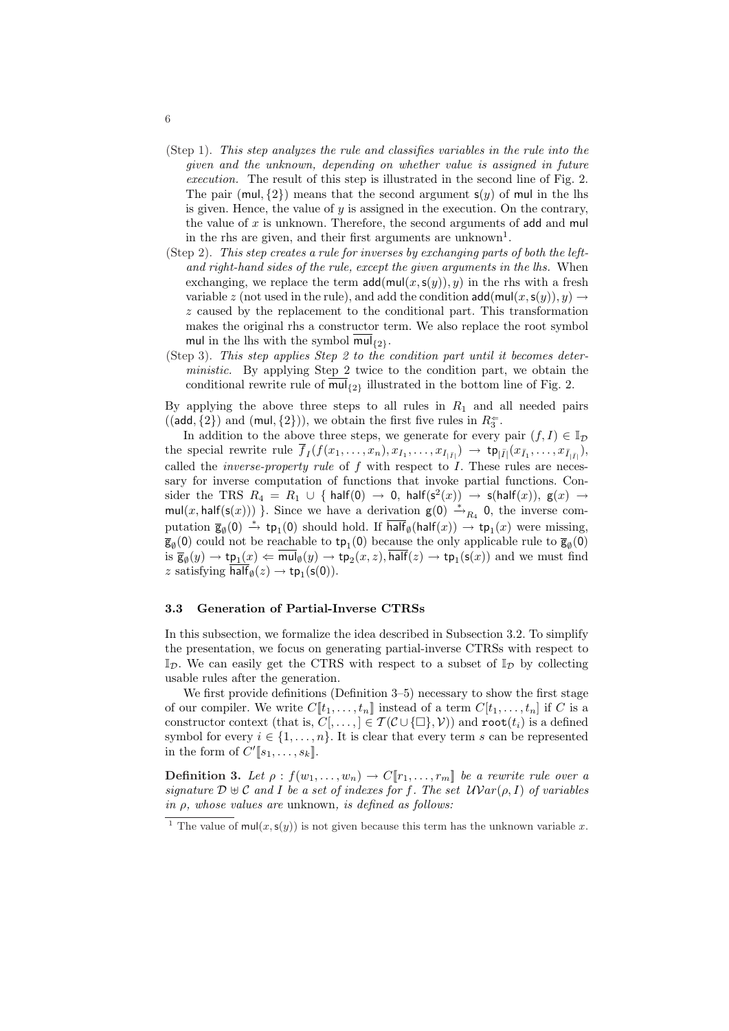- (Step 1). *This step analyzes the rule and classifies variables in the rule into the given and the unknown, depending on whether value is assigned in future execution.* The result of this step is illustrated in the second line of Fig. 2. The pair $(\mathsf{mul}, \{2\})$ means that the second argument $\mathsf{s}(y)$ of $\mathsf{mul}$ in the lhs is given. Hence, the value of $y$ is assigned in the execution. On the contrary, the value of $x$ is unknown. Therefore, the second arguments of $\mathsf{add}$ and $\mathsf{mul}$ in the rhs are given, and their first arguments are unknown[1].
- (Step 2). *This step creates a rule for inverses by exchanging parts of both the left- and right-hand sides of the rule, except the given arguments in the lhs.* When exchanging, we replace the term $\mathsf{add}(\mathsf{mul}(x, \mathsf{s}(y)), y)$ in the rhs with a fresh variable $z$ (not used in the rule), and add the condition $\mathsf{add}(\mathsf{mul}(x, \mathsf{s}(y)), y) \to z$ caused by the replacement to the conditional part. This transformation makes the original rhs a constructor term. We also replace the root symbol $\mathsf{mul}$ in the lhs with the symbol $\overline{\mathsf{mul}}_{\{2\}}$.
- (Step 3). *This step applies Step 2 to the condition part until it becomes deterministic.* By applying Step 2 twice to the condition part, we obtain the conditional rewrite rule of $\overline{\mathsf{mul}}_{\{2\}}$ illustrated in the bottom line of Fig. 2.

By applying the above three steps to all rules in $R_1$ and all needed pairs $((\mathsf{add}, \{2\})$ and $(\mathsf{mul}, \{2\}))$, we obtain the first five rules in $R_3^{\Leftarrow}$.

In addition to the above three steps, we generate for every pair $(f, I) \in \mathbb{I}_{\mathcal{D}}$ the special rewrite rule $\overline{f}_I(f(x_1, \ldots, x_n), x_{I_1}, \ldots, x_{I_{|\bar{I}|}}) \to \mathsf{tp}_{|\bar{I}|}(x_{\bar{I}_1}, \ldots, x_{\bar{I}_{|\bar{I}|}})$, called the *inverse-property rule* of $f$ with respect to $I$. These rules are necessary for inverse computation of functions that invoke partial functions. Consider the TRS $R_4 = R_1 \cup \{\ \mathsf{half}(0) \to 0,\ \mathsf{half}(\mathsf{s}^2(x)) \to \mathsf{s}(\mathsf{half}(x)),\ \mathsf{g}(x) \to \mathsf{mul}(x, \mathsf{half}(\mathsf{s}(x)))\ \}$. Since we have a derivation $\mathsf{g}(0) \xrightarrow{*}_{R_4} 0$, the inverse computation $\overline{\mathsf{g}}_\emptyset(0) \xrightarrow{*} \mathsf{tp}_1(0)$ should hold. If $\overline{\mathsf{half}}_\emptyset(\mathsf{half}(x)) \to \mathsf{tp}_1(x)$ were missing, $\overline{\mathsf{g}}_\emptyset(0)$ could not be reachable to $\mathsf{tp}_1(0)$ because the only applicable rule to $\overline{\mathsf{g}}_\emptyset(0)$ is $\overline{\mathsf{g}}_\emptyset(y) \to \mathsf{tp}_1(x) \Leftarrow \overline{\mathsf{mul}}_\emptyset(y) \to \mathsf{tp}_2(x, z), \overline{\mathsf{half}}(z) \to \mathsf{tp}_1(\mathsf{s}(x))$ and we must find $z$ satisfying $\overline{\mathsf{half}}_\emptyset(z) \to \mathsf{tp}_1(\mathsf{s}(0))$.

### 3.3 Generation of Partial-Inverse CTRSs

In this subsection, we formalize the idea described in Subsection 3.2. To simplify the presentation, we focus on generating partial-inverse CTRSs with respect to $\mathbb{I}_{\mathcal{D}}$. We can easily get the CTRS with respect to a subset of $\mathbb{I}_{\mathcal{D}}$ by collecting usable rules after the generation.

We first provide definitions (Definition 3–5) necessary to show the first stage of our compiler. We write $C[\![t_1, \ldots, t_n]\!]$ instead of a term $C[t_1, \ldots, t_n]$ if $C$ is a constructor context (that is, $C[, \ldots, ] \in \mathcal{T}(\mathcal{C} \cup \{\Box\}, \mathcal{V})$) and $\mathtt{root}(t_i)$ is a defined symbol for every $i \in \{1, \ldots, n\}$. It is clear that every term $s$ can be represented in the form of $C'[\![s_1, \ldots, s_k]\!]$.

**Definition 3.** *Let $\rho : f(w_1, \ldots, w_n) \to C[\![r_1, \ldots, r_m]\!]$ be a rewrite rule over a signature $\mathcal{D} \uplus \mathcal{C}$ and $I$ be a set of indexes for $f$. The set $\mathcal{UV}ar(\rho, I)$ of variables in $\rho$, whose values are* unknown*, is defined as follows:*

[1] The value of $\mathsf{mul}(x, \mathsf{s}(y))$ is not given because this term has the unknown variable $x$.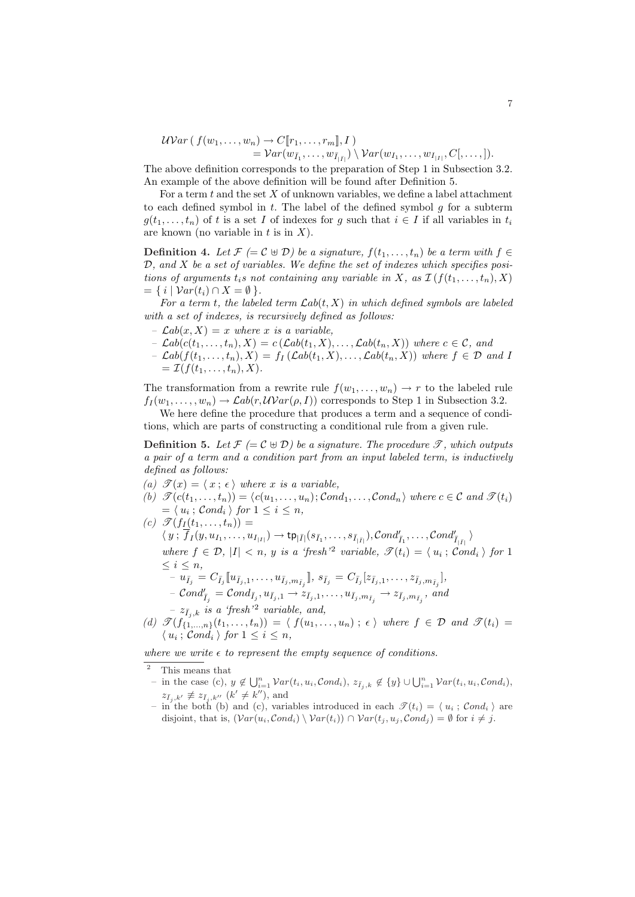$$\mathcal{UV}ar\,(\,f(w_1,\ldots,w_n) \to C[\![r_1,\ldots,r_m]\!], I\,)$$
$$= \mathcal{V}ar(w_{\bar{I}_1},\ldots,w_{\bar{I}_{|\bar{I}|}}) \setminus \mathcal{V}ar(w_{I_1},\ldots,w_{I_{|I|}}, C[,\ldots,]).$$

The above definition corresponds to the preparation of Step 1 in Subsection 3.2. An example of the above definition will be found after Definition 5.

For a term $t$ and the set $X$ of unknown variables, we define a label attachment to each defined symbol in $t$. The label of the defined symbol $g$ for a subterm $g(t_1,\ldots,t_n)$ of $t$ is a set $I$ of indexes for $g$ such that $i \in I$ if all variables in $t_i$ are known (no variable in $t$ is in $X$).

**Definition 4.** *Let $\mathcal{F}$ $(= \mathcal{C} \uplus \mathcal{D})$ be a signature, $f(t_1,\ldots,t_n)$ be a term with $f \in \mathcal{D}$, and $X$ be a set of variables. We define the set of indexes which specifies positions of arguments $t_i$s not containing any variable in $X$, as $\mathcal{I}\,(f(t_1,\ldots,t_n), X) = \{\, i \mid \mathcal{V}ar(t_i) \cap X = \emptyset \,\}$.*

*For a term $t$, the labeled term $\mathcal{L}ab(t,X)$ in which defined symbols are labeled with a set of indexes, is recursively defined as follows:*

- *$\mathcal{L}ab(x,X) = x$ where $x$ is a variable,*
- *$\mathcal{L}ab(c(t_1,\ldots,t_n),X) = c\,(\mathcal{L}ab(t_1,X),\ldots,\mathcal{L}ab(t_n,X))$ where $c \in \mathcal{C}$, and*
- *$\mathcal{L}ab(f(t_1,\ldots,t_n),X) = f_I\,(\mathcal{L}ab(t_1,X),\ldots,\mathcal{L}ab(t_n,X))$ where $f \in \mathcal{D}$ and $I = \mathcal{I}(f(t_1,\ldots,t_n),X)$.*

The transformation from a rewrite rule $f(w_1,\ldots,w_n) \to r$ to the labeled rule $f_I(w_1,\ldots,w_n) \to \mathcal{L}ab(r, \mathcal{UV}ar(\rho, I))$ corresponds to Step 1 in Subsection 3.2.

We here define the procedure that produces a term and a sequence of conditions, which are parts of constructing a conditional rule from a given rule.

**Definition 5.** *Let $\mathcal{F}$ $(= \mathcal{C} \uplus \mathcal{D})$ be a signature. The procedure $\mathscr{T}$, which outputs a pair of a term and a condition part from an input labeled term, is inductively defined as follows:*

*(a)* $\mathscr{T}(x) = \langle\, x \,;\, \epsilon \,\rangle$ *where $x$ is a variable,*

*(b)* $\mathscr{T}(c(t_1,\ldots,t_n)) = \langle c(u_1,\ldots,u_n); \mathcal{C}ond_1,\ldots,\mathcal{C}ond_n\rangle$ *where $c \in \mathcal{C}$ and $\mathscr{T}(t_i) = \langle\, u_i \,;\, \mathcal{C}ond_i \,\rangle$ for $1 \leq i \leq n$,*

*(c)* $\mathscr{T}(f_I(t_1,\ldots,t_n)) =$
$\langle\, y \,;\, \overline{f}_I(y, u_{I_1},\ldots,u_{I_{|I|}}) \to \mathsf{tp}_{|\bar{I}|}(s_{\bar{I}_1},\ldots,s_{\bar{I}_{|\bar{I}|}}), \mathcal{C}ond'_{\bar{I}_1},\ldots,\mathcal{C}ond'_{\bar{I}_{|\bar{I}|}} \,\rangle$
*where $f \in \mathcal{D}$, $|I| < n$, $y$ is a 'fresh'[2] variable, $\mathscr{T}(t_i) = \langle\, u_i \,;\, \mathcal{C}ond_i \,\rangle$ for $1 \leq i \leq n$,*
- *$u_{\bar{I}_j} = C_{\bar{I}_j}[\![u_{\bar{I}_j,1},\ldots,u_{\bar{I}_j,m_{\bar{I}_j}}]\!]$, $s_{\bar{I}_j} = C_{\bar{I}_j}[z_{\bar{I}_j,1},\ldots,z_{\bar{I}_j,m_{\bar{I}_j}}]$,*
- *$\mathcal{C}ond'_{\bar{I}_j} = \mathcal{C}ond_{\bar{I}_j}, u_{\bar{I}_j,1} \to z_{\bar{I}_j,1},\ldots,u_{\bar{I}_j,m_{\bar{I}_j}} \to z_{\bar{I}_j,m_{\bar{I}_j}}$, and*
- *$z_{\bar{I}_j,k}$ is a 'fresh'[2] variable, and,*

*(d)* $\mathscr{T}(f_{\{1,\ldots,n\}}(t_1,\ldots,t_n)) = \langle\, f(u_1,\ldots,u_n) \,;\, \epsilon \,\rangle$ *where $f \in \mathcal{D}$ and $\mathscr{T}(t_i) = \langle\, u_i \,;\, \mathcal{C}ond_i \,\rangle$ for $1 \leq i \leq n$,*

*where we write $\epsilon$ to represent the empty sequence of conditions.*

---

[2] This means that
- in the case (c), $y \notin \bigcup_{i=1}^{n} \mathcal{V}ar(t_i, u_i, \mathcal{C}ond_i)$, $z_{\bar{I}_j,k} \notin \{y\} \cup \bigcup_{i=1}^{n} \mathcal{V}ar(t_i, u_i, \mathcal{C}ond_i)$, $z_{\bar{I}_j,k'} \not\equiv z_{\bar{I}_j,k''}$ $(k' \neq k'')$, and
- in the both (b) and (c), variables introduced in each $\mathscr{T}(t_i) = \langle\, u_i \,;\, \mathcal{C}ond_i \,\rangle$ are disjoint, that is, $(\mathcal{V}ar(u_i, \mathcal{C}ond_i) \setminus \mathcal{V}ar(t_i)) \cap \mathcal{V}ar(t_j, u_j, \mathcal{C}ond_j) = \emptyset$ for $i \neq j$.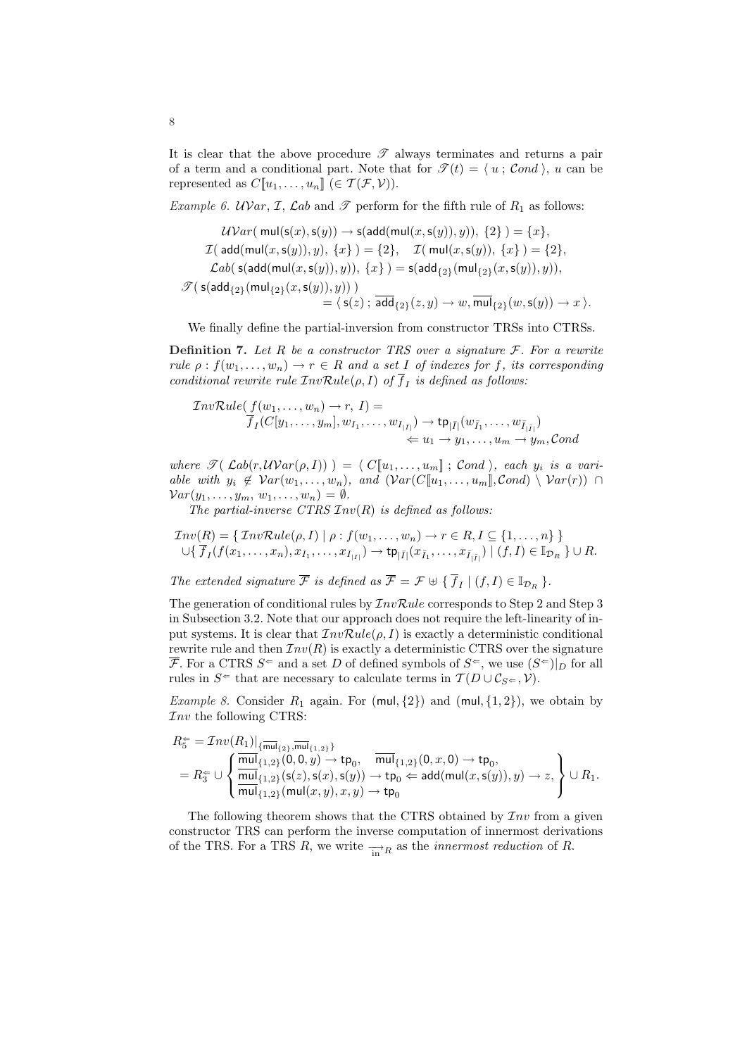It is clear that the above procedure $\mathscr{T}$ always terminates and returns a pair of a term and a conditional part. Note that for $\mathscr{T}(t) = \langle\, u\, ;\, \mathcal{C}ond\, \rangle$, $u$ can be represented as $C[\![u_1, \ldots, u_n]\!]$ ($\in \mathcal{T}(\mathcal{F}, \mathcal{V})$).

*Example 6.* $\mathcal{UV}ar$, $\mathcal{I}$, $\mathcal{L}ab$ and $\mathscr{T}$ perform for the fifth rule of $R_1$ as follows:

$$
\begin{aligned}
&\mathcal{UV}ar(\ \mathsf{mul}(\mathsf{s}(x), \mathsf{s}(y)) \to \mathsf{s}(\mathsf{add}(\mathsf{mul}(x, \mathsf{s}(y)), y)),\ \{2\}\ ) = \{x\},\\
&\mathcal{I}(\ \mathsf{add}(\mathsf{mul}(x, \mathsf{s}(y)), y),\ \{x\}\ ) = \{2\}, \quad \mathcal{I}(\ \mathsf{mul}(x, \mathsf{s}(y)),\ \{x\}\ ) = \{2\},\\
&\mathcal{L}ab(\ \mathsf{s}(\mathsf{add}(\mathsf{mul}(x, \mathsf{s}(y)), y)),\ \{x\}\ ) = \mathsf{s}(\mathsf{add}_{\{2\}}(\mathsf{mul}_{\{2\}}(x, \mathsf{s}(y)), y)),\\
&\mathscr{T}(\ \mathsf{s}(\mathsf{add}_{\{2\}}(\mathsf{mul}_{\{2\}}(x, \mathsf{s}(y)), y))\ )\\
&\qquad\qquad = \langle\, \mathsf{s}(z)\ ;\ \overline{\mathsf{add}}_{\{2\}}(z, y) \to w, \overline{\mathsf{mul}}_{\{2\}}(w, \mathsf{s}(y)) \to x\, \rangle.
\end{aligned}
$$

We finally define the partial-inversion from constructor TRSs into CTRSs.

**Definition 7.** *Let $R$ be a constructor TRS over a signature $\mathcal{F}$. For a rewrite rule $\rho : f(w_1, \ldots, w_n) \to r \in R$ and a set $I$ of indexes for $f$, its corresponding conditional rewrite rule $\mathcal{I}nv\mathcal{R}ule(\rho, I)$ of $\overline{f}_I$ is defined as follows:*

$$
\begin{aligned}
&\mathcal{I}nv\mathcal{R}ule(\ f(w_1, \ldots, w_n) \to r,\ I) =\\
&\qquad \overline{f}_I(C[y_1, \ldots, y_m], w_{I_1}, \ldots, w_{I_{|I|}}) \to \mathsf{tp}_{|\bar{I}|}(w_{\bar{I}_1}, \ldots, w_{\bar{I}_{|\bar{I}|}})\\
&\qquad\qquad\qquad\qquad \Leftarrow u_1 \to y_1, \ldots, u_m \to y_m, \mathcal{C}ond
\end{aligned}
$$

*where $\mathscr{T}(\ \mathcal{L}ab(r, \mathcal{UV}ar(\rho, I))\ ) = \langle\, C[\![u_1, \ldots, u_m]\!]\ ;\ \mathcal{C}ond\, \rangle$, each $y_i$ is a variable with $y_i \notin \mathcal{V}ar(w_1, \ldots, w_n)$, and $(\mathcal{V}ar(C[\![u_1, \ldots, u_m]\!], \mathcal{C}ond) \setminus \mathcal{V}ar(r)) \cap \mathcal{V}ar(y_1, \ldots, y_m, w_1, \ldots, w_n) = \emptyset$.*

*The partial-inverse CTRS $\mathcal{I}nv(R)$ is defined as follows:*

$$
\begin{aligned}
\mathcal{I}nv(R) = &\ \{\, \mathcal{I}nv\mathcal{R}ule(\rho, I) \mid \rho : f(w_1, \ldots, w_n) \to r \in R, I \subseteq \{1, \ldots, n\}\,\}\\
&\cup \{\, \overline{f}_I(f(x_1, \ldots, x_n), x_{I_1}, \ldots, x_{I_{|I|}}) \to \mathsf{tp}_{|\bar{I}|}(x_{\bar{I}_1}, \ldots, x_{\bar{I}_{|\bar{I}|}}) \mid (f, I) \in \mathbb{I}_{\mathcal{D}_R}\,\} \cup R.
\end{aligned}
$$

*The extended signature $\overline{\mathcal{F}}$ is defined as $\overline{\mathcal{F}} = \mathcal{F} \uplus \{\, \overline{f}_I \mid (f, I) \in \mathbb{I}_{\mathcal{D}_R}\,\}$.*

The generation of conditional rules by $\mathcal{I}nv\mathcal{R}ule$ corresponds to Step 2 and Step 3 in Subsection 3.2. Note that our approach does not require the left-linearity of input systems. It is clear that $\mathcal{I}nv\mathcal{R}ule(\rho, I)$ is exactly a deterministic conditional rewrite rule and then $\mathcal{I}nv(R)$ is exactly a deterministic CTRS over the signature $\overline{\mathcal{F}}$. For a CTRS $S^{\Leftarrow}$ and a set $D$ of defined symbols of $S^{\Leftarrow}$, we use $(S^{\Leftarrow})|_D$ for all rules in $S^{\Leftarrow}$ that are necessary to calculate terms in $\mathcal{T}(D \cup \mathcal{C}_{S^{\Leftarrow}}, \mathcal{V})$.

*Example 8.* Consider $R_1$ again. For $(\mathsf{mul}, \{2\})$ and $(\mathsf{mul}, \{1, 2\})$, we obtain by $\mathcal{I}nv$ the following CTRS:

$$
\begin{aligned}
R_5^{\Leftarrow} &= \mathcal{I}nv(R_1)|_{\{\overline{\mathsf{mul}}_{\{2\}}, \overline{\mathsf{mul}}_{\{1,2\}}\}}\\
&= R_3^{\Leftarrow} \cup \left\{
\begin{array}{l}
\overline{\mathsf{mul}}_{\{1,2\}}(\mathsf{0}, \mathsf{0}, y) \to \mathsf{tp}_0, \quad \overline{\mathsf{mul}}_{\{1,2\}}(\mathsf{0}, x, \mathsf{0}) \to \mathsf{tp}_0,\\
\overline{\mathsf{mul}}_{\{1,2\}}(\mathsf{s}(z), \mathsf{s}(x), \mathsf{s}(y)) \to \mathsf{tp}_0 \Leftarrow \mathsf{add}(\mathsf{mul}(x, \mathsf{s}(y)), y) \to z,\\
\overline{\mathsf{mul}}_{\{1,2\}}(\mathsf{mul}(x, y), x, y) \to \mathsf{tp}_0
\end{array}
\right\} \cup R_1.
\end{aligned}
$$

The following theorem shows that the CTRS obtained by $\mathcal{I}nv$ from a given constructor TRS can perform the inverse computation of innermost derivations of the TRS. For a TRS $R$, we write $\xrightarrow[\text{in}]{}_R$ as the *innermost reduction* of $R$.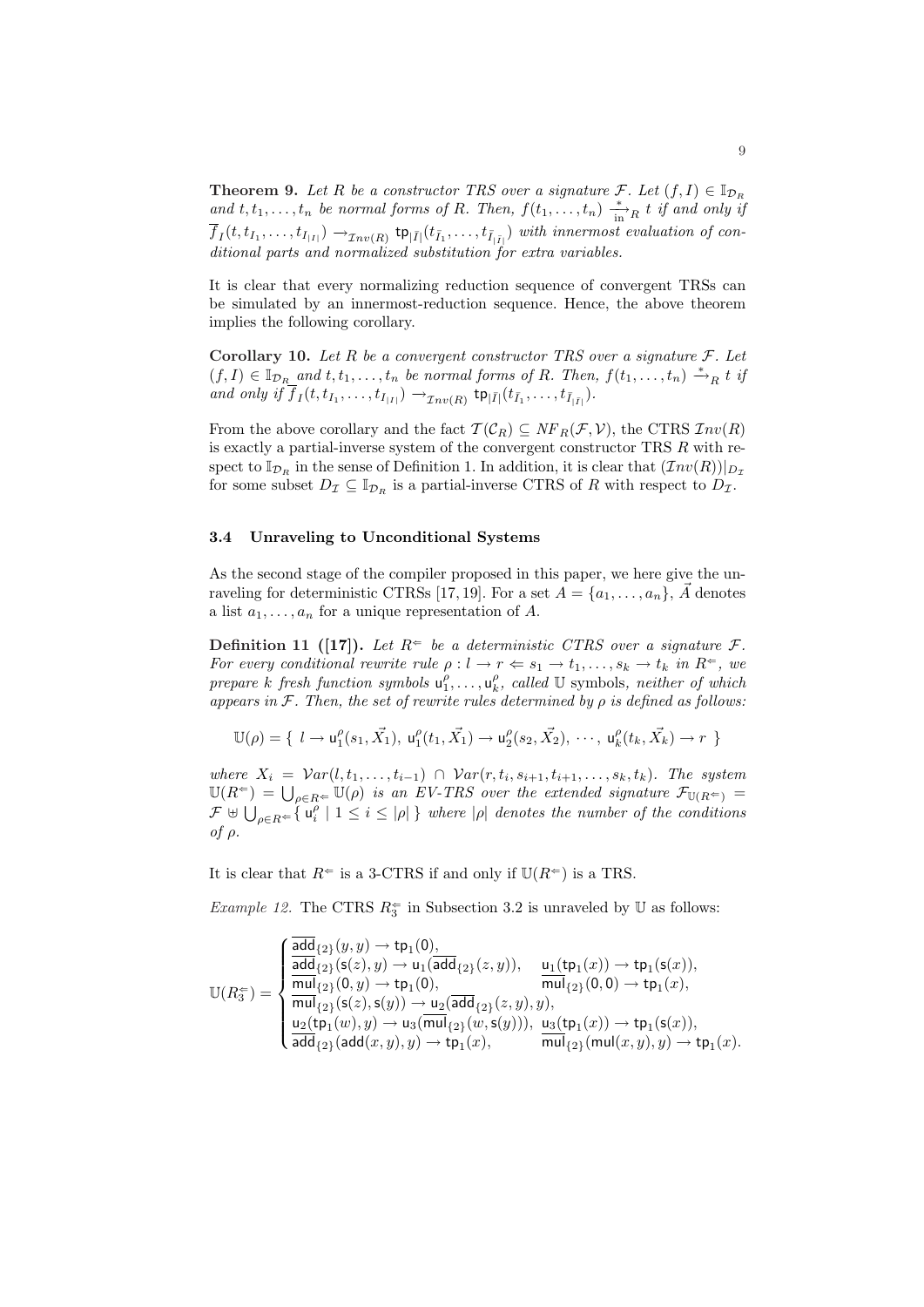**Theorem 9.** *Let $R$ be a constructor TRS over a signature $\mathcal{F}$. Let $(f, I) \in \mathbb{I}_{\mathcal{D}_R}$ and $t, t_1, \ldots, t_n$ be normal forms of $R$. Then, $f(t_1, \ldots, t_n) \xrightarrow[\text{in}]{*}_R t$ if and only if $\overline{f}_I(t, t_{I_1}, \ldots, t_{I_{|I|}}) \to_{\mathcal{I}nv(R)} \mathsf{tp}_{|\bar{I}|}(t_{\bar{I}_1}, \ldots, t_{\bar{I}_{|\bar{I}|}})$ with innermost evaluation of conditional parts and normalized substitution for extra variables.*

It is clear that every normalizing reduction sequence of convergent TRSs can be simulated by an innermost-reduction sequence. Hence, the above theorem implies the following corollary.

**Corollary 10.** *Let $R$ be a convergent constructor TRS over a signature $\mathcal{F}$. Let $(f, I) \in \mathbb{I}_{\mathcal{D}_R}$ and $t, t_1, \ldots, t_n$ be normal forms of $R$. Then, $f(t_1, \ldots, t_n) \xrightarrow{*}_R t$ if and only if $\overline{f}_I(t, t_{I_1}, \ldots, t_{I_{|I|}}) \to_{\mathcal{I}nv(R)} \mathsf{tp}_{|\bar{I}|}(t_{\bar{I}_1}, \ldots, t_{\bar{I}_{|\bar{I}|}})$.*

From the above corollary and the fact $\mathcal{T}(\mathcal{C}_R) \subseteq NF_R(\mathcal{F}, \mathcal{V})$, the CTRS $\mathcal{I}nv(R)$ is exactly a partial-inverse system of the convergent constructor TRS $R$ with respect to $\mathbb{I}_{\mathcal{D}_R}$ in the sense of Definition 1. In addition, it is clear that $(\mathcal{I}nv(R))|_{D_\mathcal{I}}$ for some subset $D_\mathcal{I} \subseteq \mathbb{I}_{\mathcal{D}_R}$ is a partial-inverse CTRS of $R$ with respect to $D_\mathcal{I}$.

### 3.4 Unraveling to Unconditional Systems

As the second stage of the compiler proposed in this paper, we here give the unraveling for deterministic CTRSs [17, 19]. For a set $A = \{a_1, \ldots, a_n\}$, $\vec{A}$ denotes a list $a_1, \ldots, a_n$ for a unique representation of $A$.

**Definition 11 ([17]).** *Let $R^{\Leftarrow}$ be a deterministic CTRS over a signature $\mathcal{F}$. For every conditional rewrite rule $\rho : l \to r \Leftarrow s_1 \to t_1, \ldots, s_k \to t_k$ in $R^{\Leftarrow}$, we prepare $k$ fresh function symbols $\mathsf{u}_1^\rho, \ldots, \mathsf{u}_k^\rho$, called $\mathbb{U}$ symbols, neither of which appears in $\mathcal{F}$. Then, the set of rewrite rules determined by $\rho$ is defined as follows:*

$$\mathbb{U}(\rho) = \{\ l \to \mathsf{u}_1^\rho(s_1, \vec{X_1}),\ \mathsf{u}_1^\rho(t_1, \vec{X_1}) \to \mathsf{u}_2^\rho(s_2, \vec{X_2}),\ \cdots,\ \mathsf{u}_k^\rho(t_k, \vec{X_k}) \to r\ \}$$

*where $X_i = \mathcal{V}ar(l, t_1, \ldots, t_{i-1}) \cap \mathcal{V}ar(r, t_i, s_{i+1}, t_{i+1}, \ldots, s_k, t_k)$. The system $\mathbb{U}(R^{\Leftarrow}) = \bigcup_{\rho \in R^{\Leftarrow}} \mathbb{U}(\rho)$ is an EV-TRS over the extended signature $\mathcal{F}_{\mathbb{U}(R^{\Leftarrow})} = \mathcal{F} \uplus \bigcup_{\rho \in R^{\Leftarrow}} \{\ \mathsf{u}_i^\rho \mid 1 \leq i \leq |\rho|\ \}$ where $|\rho|$ denotes the number of the conditions of $\rho$.*

It is clear that $R^{\Leftarrow}$ is a 3-CTRS if and only if $\mathbb{U}(R^{\Leftarrow})$ is a TRS.

*Example 12.* The CTRS $R_3^{\Leftarrow}$ in Subsection 3.2 is unraveled by $\mathbb{U}$ as follows:

$$\mathbb{U}(R_3^{\Leftarrow}) = \begin{cases} \overline{\mathsf{add}}_{\{2\}}(y, y) \to \mathsf{tp}_1(\mathsf{0}), & \\ \overline{\mathsf{add}}_{\{2\}}(\mathsf{s}(z), y) \to \mathsf{u}_1(\overline{\mathsf{add}}_{\{2\}}(z, y)), & \mathsf{u}_1(\mathsf{tp}_1(x)) \to \mathsf{tp}_1(\mathsf{s}(x)), \\ \overline{\mathsf{mul}}_{\{2\}}(\mathsf{0}, y) \to \mathsf{tp}_1(\mathsf{0}), & \overline{\mathsf{mul}}_{\{2\}}(\mathsf{0}, \mathsf{0}) \to \mathsf{tp}_1(x), \\ \overline{\mathsf{mul}}_{\{2\}}(\mathsf{s}(z), \mathsf{s}(y)) \to \mathsf{u}_2(\overline{\mathsf{add}}_{\{2\}}(z, y), y), & \\ \mathsf{u}_2(\mathsf{tp}_1(w), y) \to \mathsf{u}_3(\overline{\mathsf{mul}}_{\{2\}}(w, \mathsf{s}(y))), & \mathsf{u}_3(\mathsf{tp}_1(x)) \to \mathsf{tp}_1(\mathsf{s}(x)), \\ \overline{\mathsf{add}}_{\{2\}}(\mathsf{add}(x, y), y) \to \mathsf{tp}_1(x), & \overline{\mathsf{mul}}_{\{2\}}(\mathsf{mul}(x, y), y) \to \mathsf{tp}_1(x). \end{cases}$$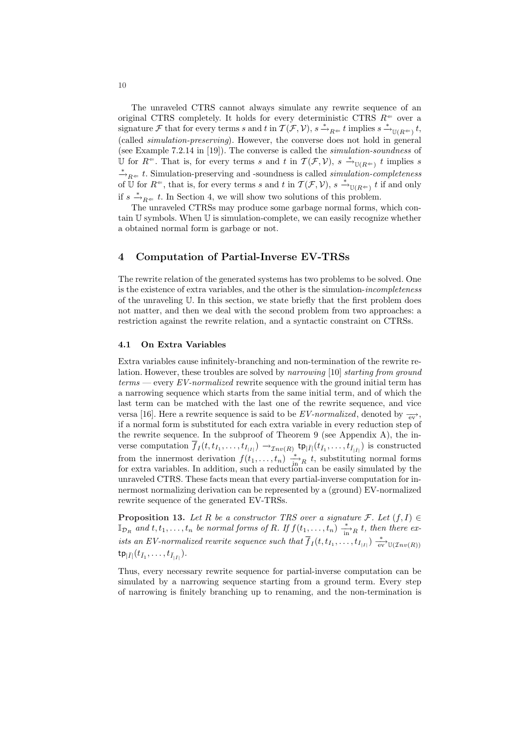The unraveled CTRS cannot always simulate any rewrite sequence of an original CTRS completely. It holds for every deterministic CTRS $R^{\Leftarrow}$ over a signature $\mathcal{F}$ that for every terms $s$ and $t$ in $\mathcal{T}(\mathcal{F},\mathcal{V})$, $s \xrightarrow{*}_{R^{\Leftarrow}} t$ implies $s \xrightarrow{*}_{\mathbb{U}(R^{\Leftarrow})} t$, (called *simulation-preserving*). However, the converse does not hold in general (see Example 7.2.14 in [19]). The converse is called the *simulation-soundness* of $\mathbb{U}$ for $R^{\Leftarrow}$. That is, for every terms $s$ and $t$ in $\mathcal{T}(\mathcal{F},\mathcal{V})$, $s \xrightarrow{*}_{\mathbb{U}(R^{\Leftarrow})} t$ implies $s \xrightarrow{*}_{R^{\Leftarrow}} t$. Simulation-preserving and -soundness is called *simulation-completeness* of $\mathbb{U}$ for $R^{\Leftarrow}$, that is, for every terms $s$ and $t$ in $\mathcal{T}(\mathcal{F},\mathcal{V})$, $s \xrightarrow{*}_{\mathbb{U}(R^{\Leftarrow})} t$ if and only if $s \xrightarrow{*}_{R^{\Leftarrow}} t$. In Section 4, we will show two solutions of this problem.

The unraveled CTRSs may produce some garbage normal forms, which contain $\mathbb{U}$ symbols. When $\mathbb{U}$ is simulation-complete, we can easily recognize whether a obtained normal form is garbage or not.

## 4 Computation of Partial-Inverse EV-TRSs

The rewrite relation of the generated systems has two problems to be solved. One is the existence of extra variables, and the other is the simulation-*incompleteness* of the unraveling $\mathbb{U}$. In this section, we state briefly that the first problem does not matter, and then we deal with the second problem from two approaches: a restriction against the rewrite relation, and a syntactic constraint on CTRSs.

### 4.1 On Extra Variables

Extra variables cause infinitely-branching and non-termination of the rewrite relation. However, these troubles are solved by *narrowing* [10] *starting from ground terms* — every *EV-normalized* rewrite sequence with the ground initial term has a narrowing sequence which starts from the same initial term, and of which the last term can be matched with the last one of the rewrite sequence, and vice versa [16]. Here a rewrite sequence is said to be *EV-normalized*, denoted by $\xrightarrow[\mathrm{ev}]{}$, if a normal form is substituted for each extra variable in every reduction step of the rewrite sequence. In the subproof of Theorem 9 (see Appendix A), the inverse computation $\overline{f}_I(t, t_{I_1}, \ldots, t_{I_{|I|}}) \rightarrow_{\mathcal{I}nv(R)} \mathsf{tp}_{|\bar{I}|}(t_{\bar{I}_1}, \ldots, t_{\bar{I}_{|\bar{I}|}})$ is constructed from the innermost derivation $f(t_1, \ldots, t_n) \xrightarrow[\mathrm{in}]{*}_R t$, substituting normal forms for extra variables. In addition, such a reduction can be easily simulated by the unraveled CTRS. These facts mean that every partial-inverse computation for innermost normalizing derivation can be represented by a (ground) EV-normalized rewrite sequence of the generated EV-TRSs.

**Proposition 13.** *Let $R$ be a constructor TRS over a signature $\mathcal{F}$. Let $(f, I) \in \mathbb{I}_{\mathcal{D}_R}$ and $t, t_1, \ldots, t_n$ be normal forms of $R$. If $f(t_1, \ldots, t_n) \xrightarrow[\mathrm{in}]{*}_R t$, then there exists an EV-normalized rewrite sequence such that $\overline{f}_I(t, t_{I_1}, \ldots, t_{I_{|I|}}) \xrightarrow[\mathrm{ev}]{*}_{\mathbb{U}(\mathcal{I}nv(R))} \mathsf{tp}_{|\bar{I}|}(t_{\bar{I}_1}, \ldots, t_{\bar{I}_{|\bar{I}|}})$.*

Thus, every necessary rewrite sequence for partial-inverse computation can be simulated by a narrowing sequence starting from a ground term. Every step of narrowing is finitely branching up to renaming, and the non-termination is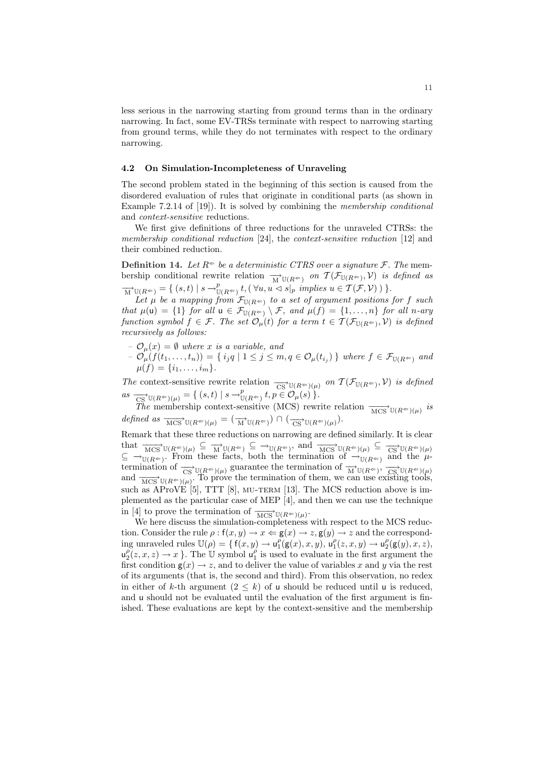less serious in the narrowing starting from ground terms than in the ordinary narrowing. In fact, some EV-TRSs terminate with respect to narrowing starting from ground terms, while they do not terminates with respect to the ordinary narrowing.

### 4.2 On Simulation-Incompleteness of Unraveling

The second problem stated in the beginning of this section is caused from the disordered evaluation of rules that originate in conditional parts (as shown in Example 7.2.14 of [19]). It is solved by combining the *membership conditional* and *context-sensitive* reductions.

We first give definitions of three reductions for the unraveled CTRSs: the *membership conditional reduction* [24], the *context-sensitive reduction* [12] and their combined reduction.

**Definition 14.** *Let $R^{\Leftarrow}$ be a deterministic CTRS over a signature $\mathcal{F}$. The* membership conditional rewrite relation $\xrightarrow[\mathrm{M}]{}_{\mathbb{U}(R^{\Leftarrow})}$ *on $\mathcal{T}(\mathcal{F}_{\mathbb{U}(R^{\Leftarrow})}, \mathcal{V})$ is defined as* $\xrightarrow[\mathrm{M}]{}_{\mathbb{U}(R^{\Leftarrow})} = \{ (s,t) \mid s \to^{p}_{\mathbb{U}(R^{\Leftarrow})} t, ( \forall u, u \lhd s|_p \textit{ implies } u \in \mathcal{T}(\mathcal{F}, \mathcal{V}) ) \}$.

*Let $\mu$ be a mapping from $\mathcal{F}_{\mathbb{U}(R^{\Leftarrow})}$ to a set of argument positions for $f$ such that $\mu(\mathsf{u}) = \{1\}$ for all $\mathsf{u} \in \mathcal{F}_{\mathbb{U}(R^{\Leftarrow})} \setminus \mathcal{F}$, and $\mu(f) = \{1, \ldots, n\}$ for all $n$-ary function symbol $f \in \mathcal{F}$. The set $\mathcal{O}_\mu(t)$ for a term $t \in \mathcal{T}(\mathcal{F}_{\mathbb{U}(R^{\Leftarrow})}, \mathcal{V})$ is defined recursively as follows:*

- *$\mathcal{O}_\mu(x) = \emptyset$ where $x$ is a variable, and*
- *$\mathcal{O}_\mu(f(t_1, \ldots, t_n)) = \{ i_j q \mid 1 \leq j \leq m, q \in \mathcal{O}_\mu(t_{i_j}) \}$ where $f \in \mathcal{F}_{\mathbb{U}(R^{\Leftarrow})}$ and $\mu(f) = \{i_1, \ldots, i_m\}$.*

*The* context-sensitive rewrite relation $\xrightarrow[\mathrm{CS}]{}_{\mathbb{U}(R^{\Leftarrow})(\mu)}$ *on $\mathcal{T}(\mathcal{F}_{\mathbb{U}(R^{\Leftarrow})}, \mathcal{V})$ is defined as* $\xrightarrow[\mathrm{CS}]{}_{\mathbb{U}(R^{\Leftarrow})(\mu)} = \{ (s,t) \mid s \to^{p}_{\mathbb{U}(R^{\Leftarrow})} t, p \in \mathcal{O}_\mu(s) \}$.

*The* membership context-sensitive (MCS) rewrite relation $\xrightarrow[\mathrm{MCS}]{}_{\mathbb{U}(R^{\Leftarrow})(\mu)}$ *is defined as* $\xrightarrow[\mathrm{MCS}]{}_{\mathbb{U}(R^{\Leftarrow})(\mu)} = (\xrightarrow[\mathrm{M}]{}_{\mathbb{U}(R^{\Leftarrow})}) \cap (\xrightarrow[\mathrm{CS}]{}_{\mathbb{U}(R^{\Leftarrow})(\mu)})$.

Remark that these three reductions on narrowing are defined similarly. It is clear that $\xrightarrow[\mathrm{MCS}]{}_{\mathbb{U}(R^{\Leftarrow})(\mu)} \subseteq \xrightarrow[\mathrm{M}]{}_{\mathbb{U}(R^{\Leftarrow})} \subseteq \to_{\mathbb{U}(R^{\Leftarrow})}$, and $\xrightarrow[\mathrm{MCS}]{}_{\mathbb{U}(R^{\Leftarrow})(\mu)} \subseteq \xrightarrow[\mathrm{CS}]{}_{\mathbb{U}(R^{\Leftarrow})(\mu)} \subseteq \to_{\mathbb{U}(R^{\Leftarrow})}$. From these facts, both the termination of $\to_{\mathbb{U}(R^{\Leftarrow})}$ and the $\mu$-termination of $\xrightarrow[\mathrm{CS}]{}_{\mathbb{U}(R^{\Leftarrow})(\mu)}$ guarantee the termination of $\xrightarrow[\mathrm{M}]{}_{\mathbb{U}(R^{\Leftarrow})}$, $\xrightarrow[\mathrm{CS}]{}_{\mathbb{U}(R^{\Leftarrow})(\mu)}$ and $\xrightarrow[\mathrm{MCS}]{}_{\mathbb{U}(R^{\Leftarrow})(\mu)}$. To prove the termination of them, we can use existing tools, such as AProVE [5], TTT [8], MU-TERM [13]. The MCS reduction above is implemented as the particular case of MEP [4], and then we can use the technique in [4] to prove the termination of $\xrightarrow[\mathrm{MCS}]{}_{\mathbb{U}(R^{\Leftarrow})(\mu)}$.

We here discuss the simulation-completeness with respect to the MCS reduction. Consider the rule $\rho : \mathsf{f}(x,y) \to x \Leftarrow \mathsf{g}(x) \to z, \mathsf{g}(y) \to z$ and the corresponding unraveled rules $\mathbb{U}(\rho) = \{ \mathsf{f}(x,y) \to \mathsf{u}^{\rho}_1(\mathsf{g}(x), x, y), \mathsf{u}^{\rho}_1(z, x, y) \to \mathsf{u}^{\rho}_2(\mathsf{g}(y), x, z), \mathsf{u}^{\rho}_2(z, x, z) \to x \}$. The $\mathbb{U}$ symbol $\mathsf{u}^{\rho}_1$ is used to evaluate in the first argument the first condition $\mathsf{g}(x) \to z$, and to deliver the value of variables $x$ and $y$ via the rest of its arguments (that is, the second and third). From this observation, no redex in either of $k$-th argument $(2 \leq k)$ of $\mathsf{u}$ should be reduced until $\mathsf{u}$ is reduced, and $\mathsf{u}$ should not be evaluated until the evaluation of the first argument is finished. These evaluations are kept by the context-sensitive and the membership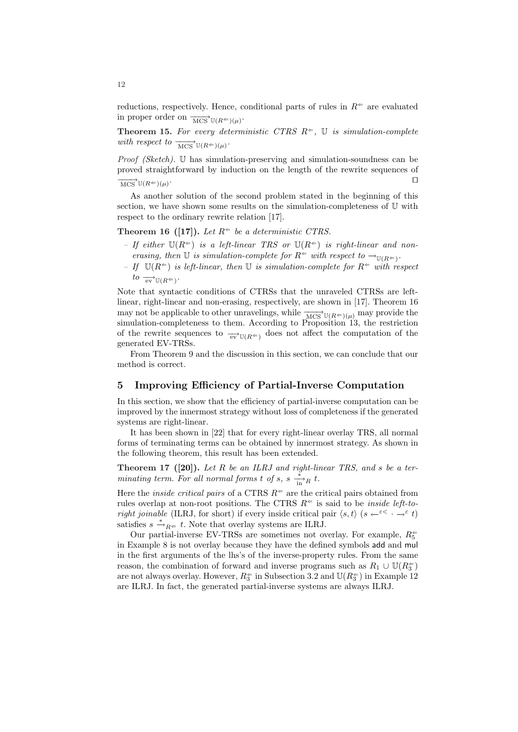reductions, respectively. Hence, conditional parts of rules in $R^{\Leftarrow}$ are evaluated in proper order on $\xrightarrow[\mathrm{MCS}]{}_{\mathbb{U}(R^{\Leftarrow})(\mu)}$.

**Theorem 15.** *For every deterministic CTRS $R^{\Leftarrow}$, $\mathbb{U}$ is simulation-complete with respect to $\xrightarrow[\mathrm{MCS}]{}_{\mathbb{U}(R^{\Leftarrow})(\mu)}$.*

*Proof (Sketch).* $\mathbb{U}$ has simulation-preserving and simulation-soundness can be proved straightforward by induction on the length of the rewrite sequences of $\xrightarrow[\mathrm{MCS}]{}_{\mathbb{U}(R^{\Leftarrow})(\mu)}$. □

As another solution of the second problem stated in the beginning of this section, we have shown some results on the simulation-completeness of $\mathbb{U}$ with respect to the ordinary rewrite relation [17].

**Theorem 16 ([17]).** *Let $R^{\Leftarrow}$ be a deterministic CTRS.*

- *If either $\mathbb{U}(R^{\Leftarrow})$ is a left-linear TRS or $\mathbb{U}(R^{\Leftarrow})$ is right-linear and non-erasing, then $\mathbb{U}$ is simulation-complete for $R^{\Leftarrow}$ with respect to $\rightarrow_{\mathbb{U}(R^{\Leftarrow})}$.*
- *If $\mathbb{U}(R^{\Leftarrow})$ is left-linear, then $\mathbb{U}$ is simulation-complete for $R^{\Leftarrow}$ with respect to $\xrightarrow[\mathrm{ev}]{}_{\mathbb{U}(R^{\Leftarrow})}$.*

Note that syntactic conditions of CTRSs that the unraveled CTRSs are left-linear, right-linear and non-erasing, respectively, are shown in [17]. Theorem 16 may not be applicable to other unravelings, while $\xrightarrow[\mathrm{MCS}]{}_{\mathbb{U}(R^{\Leftarrow})(\mu)}$ may provide the simulation-completeness to them. According to Proposition 13, the restriction of the rewrite sequences to $\xrightarrow[\mathrm{ev}]{}_{\mathbb{U}(R^{\Leftarrow})}$ does not affect the computation of the generated EV-TRSs.

From Theorem 9 and the discussion in this section, we can conclude that our method is correct.

## 5 Improving Efficiency of Partial-Inverse Computation

In this section, we show that the efficiency of partial-inverse computation can be improved by the innermost strategy without loss of completeness if the generated systems are right-linear.

It has been shown in [22] that for every right-linear overlay TRS, all normal forms of terminating terms can be obtained by innermost strategy. As shown in the following theorem, this result has been extended.

**Theorem 17 ([20]).** *Let $R$ be an ILRJ and right-linear TRS, and $s$ be a terminating term. For all normal forms $t$ of $s$, $s \xrightarrow[\mathrm{in}]{*}_{R} t$.*

Here the *inside critical pairs* of a CTRS $R^{\Leftarrow}$ are the critical pairs obtained from rules overlap at non-root positions. The CTRS $R^{\Leftarrow}$ is said to be *inside left-to-right joinable* (ILRJ, for short) if every inside critical pair $\langle s, t\rangle$ ($s \leftarrow^{\varepsilon<} \cdot \rightarrow^{\varepsilon} t$) satisfies $s \xrightarrow{*}_{R^{\Leftarrow}} t$. Note that overlay systems are ILRJ.

Our partial-inverse EV-TRSs are sometimes not overlay. For example, $R_5^{\Leftarrow}$ in Example 8 is not overlay because they have the defined symbols add and mul in the first arguments of the lhs's of the inverse-property rules. From the same reason, the combination of forward and inverse programs such as $R_1 \cup \mathbb{U}(R_3^{\Leftarrow})$ are not always overlay. However, $R_3^{\Leftarrow}$ in Subsection 3.2 and $\mathbb{U}(R_3^{\Leftarrow})$ in Example 12 are ILRJ. In fact, the generated partial-inverse systems are always ILRJ.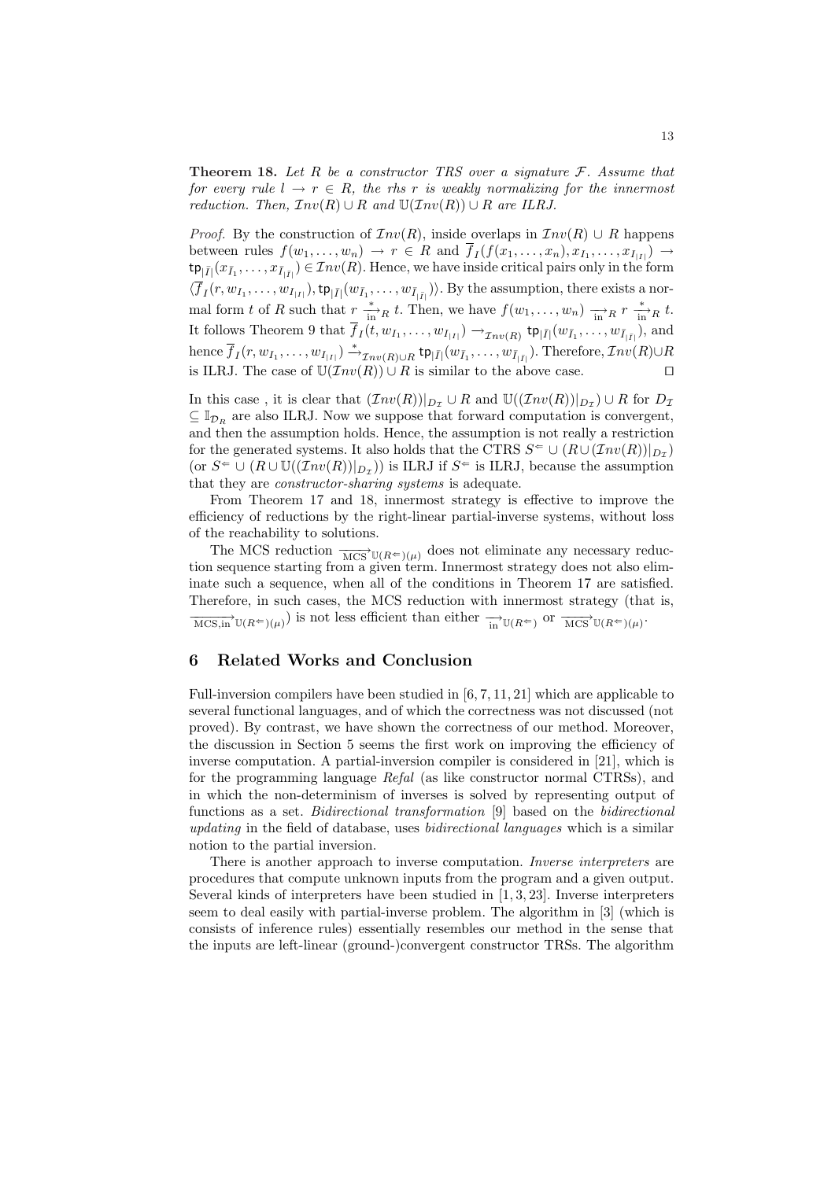**Theorem 18.** *Let $R$ be a constructor TRS over a signature $\mathcal{F}$. Assume that for every rule $l \to r \in R$, the rhs $r$ is weakly normalizing for the innermost reduction. Then, $\mathcal{I}nv(R) \cup R$ and $\mathbb{U}(\mathcal{I}nv(R)) \cup R$ are ILRJ.*

*Proof.* By the construction of $\mathcal{I}nv(R)$, inside overlaps in $\mathcal{I}nv(R) \cup R$ happens between rules $f(w_1, \ldots, w_n) \to r \in R$ and $\overline{f}_I(f(x_1, \ldots, x_n), x_{I_1}, \ldots, x_{I_{|I|}}) \to \mathsf{tp}_{|\bar{I}|}(x_{\bar{I}_1}, \ldots, x_{\bar{I}_{|\bar{I}|}}) \in \mathcal{I}nv(R)$. Hence, we have inside critical pairs only in the form $\langle \overline{f}_I(r, w_{I_1}, \ldots, w_{I_{|I|}}), \mathsf{tp}_{|\bar{I}|}(w_{\bar{I}_1}, \ldots, w_{\bar{I}_{|\bar{I}|}})\rangle$. By the assumption, there exists a normal form $t$ of $R$ such that $r \xrightarrow[\text{in}]{*}_R t$. Then, we have $f(w_1, \ldots, w_n) \xrightarrow[\text{in}]{}_R r \xrightarrow[\text{in}]{*}_R t$. It follows Theorem 9 that $\overline{f}_I(t, w_{I_1}, \ldots, w_{I_{|I|}}) \to_{\mathcal{I}nv(R)} \mathsf{tp}_{|\bar{I}|}(w_{\bar{I}_1}, \ldots, w_{\bar{I}_{|\bar{I}|}})$, and hence $\overline{f}_I(r, w_{I_1}, \ldots, w_{I_{|I|}}) \xrightarrow{*}_{\mathcal{I}nv(R) \cup R} \mathsf{tp}_{|\bar{I}|}(w_{\bar{I}_1}, \ldots, w_{\bar{I}_{|\bar{I}|}})$. Therefore, $\mathcal{I}nv(R) \cup R$ is ILRJ. The case of $\mathbb{U}(\mathcal{I}nv(R)) \cup R$ is similar to the above case. ⊓⊔

In this case , it is clear that $(\mathcal{I}nv(R))|_{D_\mathcal{I}} \cup R$ and $\mathbb{U}((\mathcal{I}nv(R))|_{D_\mathcal{I}}) \cup R$ for $D_\mathcal{I} \subseteq \mathbb{I}_{\mathcal{D}_R}$ are also ILRJ. Now we suppose that forward computation is convergent, and then the assumption holds. Hence, the assumption is not really a restriction for the generated systems. It also holds that the CTRS $S^{\Leftarrow} \cup (R \cup (\mathcal{I}nv(R))|_{D_\mathcal{I}})$ (or $S^{\Leftarrow} \cup (R \cup \mathbb{U}((\mathcal{I}nv(R))|_{D_\mathcal{I}}))$ is ILRJ if $S^{\Leftarrow}$ is ILRJ, because the assumption that they are *constructor-sharing systems* is adequate.

From Theorem 17 and 18, innermost strategy is effective to improve the efficiency of reductions by the right-linear partial-inverse systems, without loss of the reachability to solutions.

The MCS reduction $\xrightarrow[\text{MCS}]{}_{\mathbb{U}(R^{\Leftarrow})(\mu)}$ does not eliminate any necessary reduction sequence starting from a given term. Innermost strategy does not also eliminate such a sequence, when all of the conditions in Theorem 17 are satisfied. Therefore, in such cases, the MCS reduction with innermost strategy (that is, $\xrightarrow[\text{MCS,in}]{}_{\mathbb{U}(R^{\Leftarrow})(\mu)}$) is not less efficient than either $\xrightarrow[\text{in}]{}_{\mathbb{U}(R^{\Leftarrow})}$ or $\xrightarrow[\text{MCS}]{}_{\mathbb{U}(R^{\Leftarrow})(\mu)}$.

## 6 Related Works and Conclusion

Full-inversion compilers have been studied in [6, 7, 11, 21] which are applicable to several functional languages, and of which the correctness was not discussed (not proved). By contrast, we have shown the correctness of our method. Moreover, the discussion in Section 5 seems the first work on improving the efficiency of inverse computation. A partial-inversion compiler is considered in [21], which is for the programming language *Refal* (as like constructor normal CTRSs), and in which the non-determinism of inverses is solved by representing output of functions as a set. *Bidirectional transformation* [9] based on the *bidirectional updating* in the field of database, uses *bidirectional languages* which is a similar notion to the partial inversion.

There is another approach to inverse computation. *Inverse interpreters* are procedures that compute unknown inputs from the program and a given output. Several kinds of interpreters have been studied in [1, 3, 23]. Inverse interpreters seem to deal easily with partial-inverse problem. The algorithm in [3] (which is consists of inference rules) essentially resembles our method in the sense that the inputs are left-linear (ground-)convergent constructor TRSs. The algorithm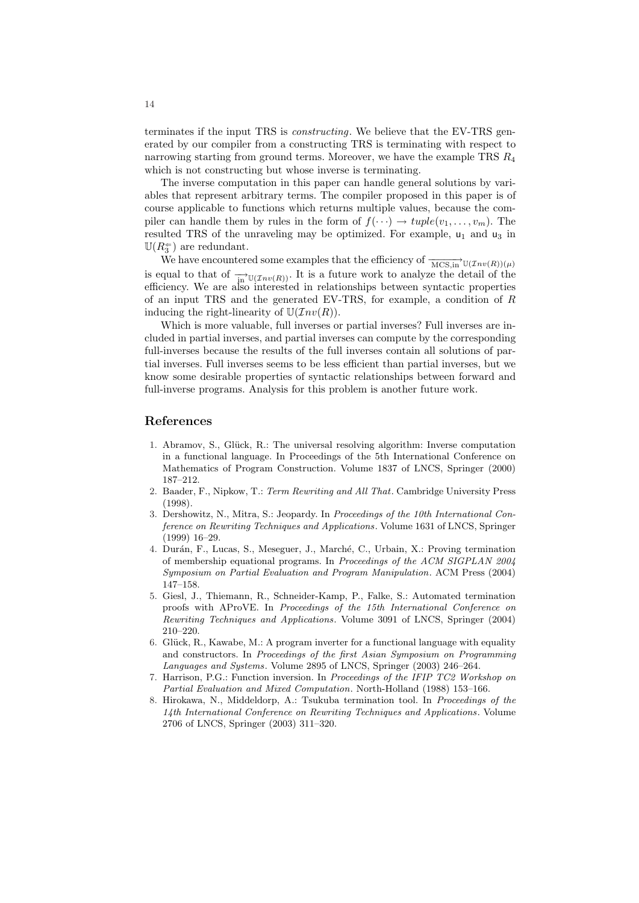terminates if the input TRS is *constructing*. We believe that the EV-TRS generated by our compiler from a constructing TRS is terminating with respect to narrowing starting from ground terms. Moreover, we have the example TRS $R_4$ which is not constructing but whose inverse is terminating.

The inverse computation in this paper can handle general solutions by variables that represent arbitrary terms. The compiler proposed in this paper is of course applicable to functions which returns multiple values, because the compiler can handle them by rules in the form of $f(\cdots) \to tuple(v_1, \ldots, v_m)$. The resulted TRS of the unraveling may be optimized. For example, $\mathsf{u}_1$ and $\mathsf{u}_3$ in $\mathbb{U}(R_3^{\Leftarrow})$ are redundant.

We have encountered some examples that the efficiency of $\xrightarrow[\text{MCS,in}]{}_{\mathbb{U}(\mathcal{I}nv(R))(\mu)}$ is equal to that of $\xrightarrow[\text{in}]{}_{\mathbb{U}(\mathcal{I}nv(R))}$. It is a future work to analyze the detail of the efficiency. We are also interested in relationships between syntactic properties of an input TRS and the generated EV-TRS, for example, a condition of $R$ inducing the right-linearity of $\mathbb{U}(\mathcal{I}nv(R))$.

Which is more valuable, full inverses or partial inverses? Full inverses are included in partial inverses, and partial inverses can compute by the corresponding full-inverses because the results of the full inverses contain all solutions of partial inverses. Full inverses seems to be less efficient than partial inverses, but we know some desirable properties of syntactic relationships between forward and full-inverse programs. Analysis for this problem is another future work.

## References

1. Abramov, S., Glück, R.: The universal resolving algorithm: Inverse computation in a functional language. In Proceedings of the 5th International Conference on Mathematics of Program Construction. Volume 1837 of LNCS, Springer (2000) 187–212.
2. Baader, F., Nipkow, T.: *Term Rewriting and All That*. Cambridge University Press (1998).
3. Dershowitz, N., Mitra, S.: Jeopardy. In *Proceedings of the 10th International Conference on Rewriting Techniques and Applications*. Volume 1631 of LNCS, Springer (1999) 16–29.
4. Durán, F., Lucas, S., Meseguer, J., Marché, C., Urbain, X.: Proving termination of membership equational programs. In *Proceedings of the ACM SIGPLAN 2004 Symposium on Partial Evaluation and Program Manipulation*. ACM Press (2004) 147–158.
5. Giesl, J., Thiemann, R., Schneider-Kamp, P., Falke, S.: Automated termination proofs with AProVE. In *Proceedings of the 15th International Conference on Rewriting Techniques and Applications*. Volume 3091 of LNCS, Springer (2004) 210–220.
6. Glück, R., Kawabe, M.: A program inverter for a functional language with equality and constructors. In *Proceedings of the first Asian Symposium on Programming Languages and Systems*. Volume 2895 of LNCS, Springer (2003) 246–264.
7. Harrison, P.G.: Function inversion. In *Proceedings of the IFIP TC2 Workshop on Partial Evaluation and Mixed Computation*. North-Holland (1988) 153–166.
8. Hirokawa, N., Middeldorp, A.: Tsukuba termination tool. In *Proceedings of the 14th International Conference on Rewriting Techniques and Applications*. Volume 2706 of LNCS, Springer (2003) 311–320.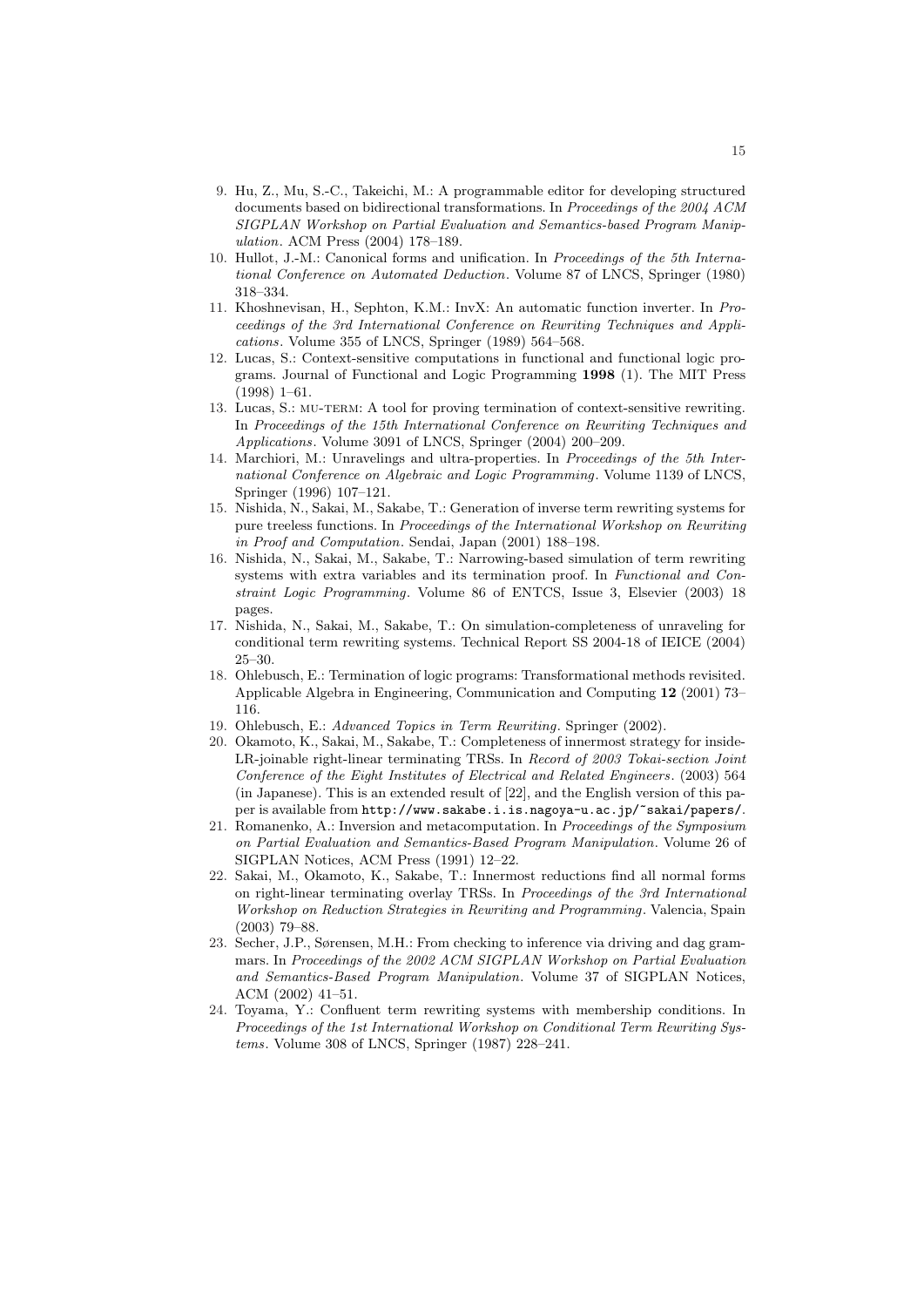9. Hu, Z., Mu, S.-C., Takeichi, M.: A programmable editor for developing structured documents based on bidirectional transformations. In *Proceedings of the 2004 ACM SIGPLAN Workshop on Partial Evaluation and Semantics-based Program Manipulation*. ACM Press (2004) 178–189.
10. Hullot, J.-M.: Canonical forms and unification. In *Proceedings of the 5th International Conference on Automated Deduction*. Volume 87 of LNCS, Springer (1980) 318–334.
11. Khoshnevisan, H., Sephton, K.M.: InvX: An automatic function inverter. In *Proceedings of the 3rd International Conference on Rewriting Techniques and Applications*. Volume 355 of LNCS, Springer (1989) 564–568.
12. Lucas, S.: Context-sensitive computations in functional and functional logic programs. Journal of Functional and Logic Programming **1998** (1). The MIT Press (1998) 1–61.
13. Lucas, S.: MU-TERM: A tool for proving termination of context-sensitive rewriting. In *Proceedings of the 15th International Conference on Rewriting Techniques and Applications*. Volume 3091 of LNCS, Springer (2004) 200–209.
14. Marchiori, M.: Unravelings and ultra-properties. In *Proceedings of the 5th International Conference on Algebraic and Logic Programming*. Volume 1139 of LNCS, Springer (1996) 107–121.
15. Nishida, N., Sakai, M., Sakabe, T.: Generation of inverse term rewriting systems for pure treeless functions. In *Proceedings of the International Workshop on Rewriting in Proof and Computation*. Sendai, Japan (2001) 188–198.
16. Nishida, N., Sakai, M., Sakabe, T.: Narrowing-based simulation of term rewriting systems with extra variables and its termination proof. In *Functional and Constraint Logic Programming*. Volume 86 of ENTCS, Issue 3, Elsevier (2003) 18 pages.
17. Nishida, N., Sakai, M., Sakabe, T.: On simulation-completeness of unraveling for conditional term rewriting systems. Technical Report SS 2004-18 of IEICE (2004) 25–30.
18. Ohlebusch, E.: Termination of logic programs: Transformational methods revisited. Applicable Algebra in Engineering, Communication and Computing **12** (2001) 73–116.
19. Ohlebusch, E.: *Advanced Topics in Term Rewriting*. Springer (2002).
20. Okamoto, K., Sakai, M., Sakabe, T.: Completeness of innermost strategy for inside-LR-joinable right-linear terminating TRSs. In *Record of 2003 Tokai-section Joint Conference of the Eight Institutes of Electrical and Related Engineers*. (2003) 564 (in Japanese). This is an extended result of [22], and the English version of this paper is available from `http://www.sakabe.i.is.nagoya-u.ac.jp/~sakai/papers/`.
21. Romanenko, A.: Inversion and metacomputation. In *Proceedings of the Symposium on Partial Evaluation and Semantics-Based Program Manipulation*. Volume 26 of SIGPLAN Notices, ACM Press (1991) 12–22.
22. Sakai, M., Okamoto, K., Sakabe, T.: Innermost reductions find all normal forms on right-linear terminating overlay TRSs. In *Proceedings of the 3rd International Workshop on Reduction Strategies in Rewriting and Programming*. Valencia, Spain (2003) 79–88.
23. Secher, J.P., Sørensen, M.H.: From checking to inference via driving and dag grammars. In *Proceedings of the 2002 ACM SIGPLAN Workshop on Partial Evaluation and Semantics-Based Program Manipulation*. Volume 37 of SIGPLAN Notices, ACM (2002) 41–51.
24. Toyama, Y.: Confluent term rewriting systems with membership conditions. In *Proceedings of the 1st International Workshop on Conditional Term Rewriting Systems*. Volume 308 of LNCS, Springer (1987) 228–241.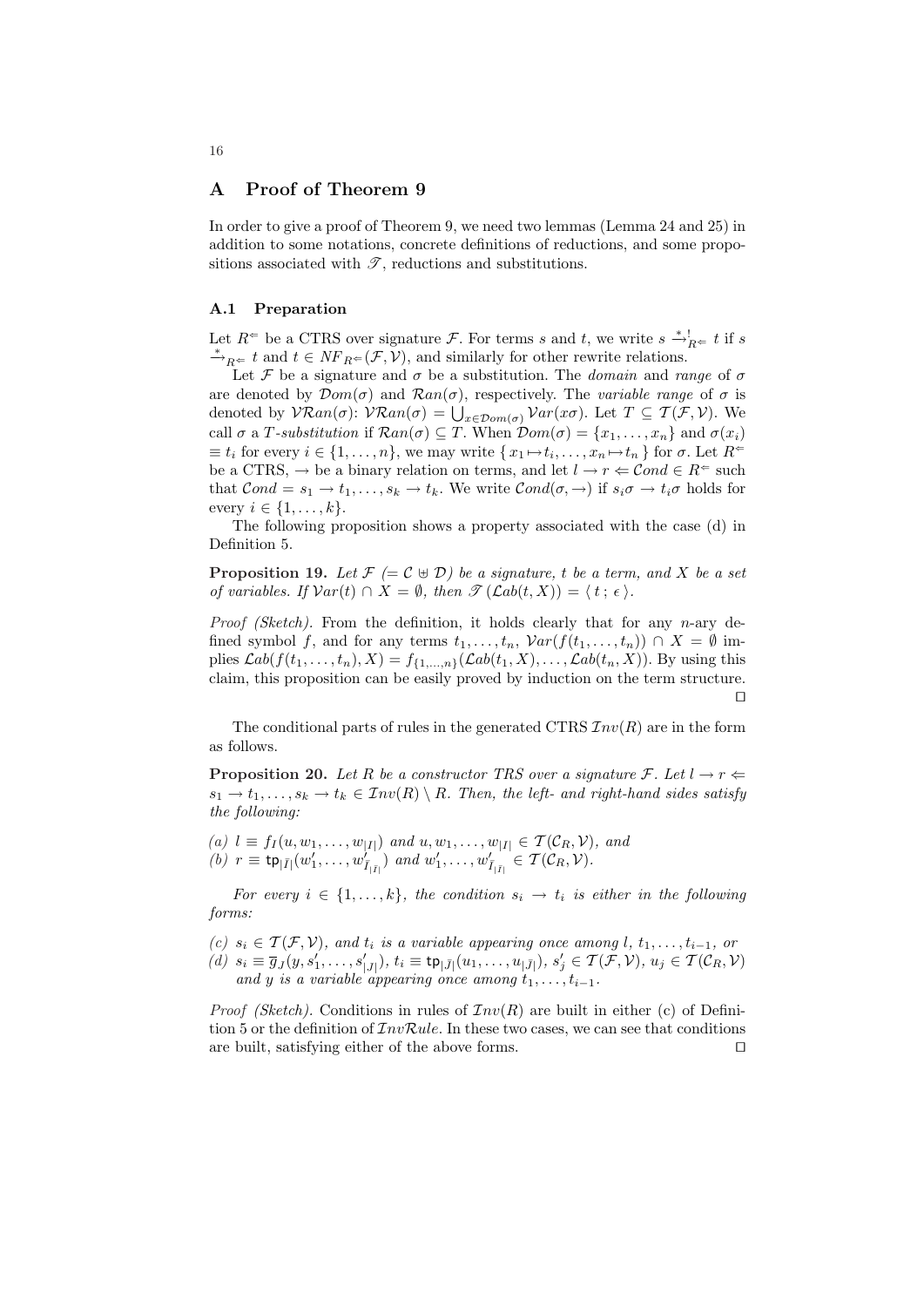## A Proof of Theorem 9

In order to give a proof of Theorem 9, we need two lemmas (Lemma 24 and 25) in addition to some notations, concrete definitions of reductions, and some propositions associated with $\mathscr{T}$, reductions and substitutions.

### A.1 Preparation

Let $R^{\Leftarrow}$ be a CTRS over signature $\mathcal{F}$. For terms $s$ and $t$, we write $s \xrightarrow{*}\!{}^{!}_{R^{\Leftarrow}} t$ if $s \xrightarrow{*}_{R^{\Leftarrow}} t$ and $t \in NF_{R^{\Leftarrow}}(\mathcal{F},\mathcal{V})$, and similarly for other rewrite relations.

Let $\mathcal{F}$ be a signature and $\sigma$ be a substitution. The *domain* and *range* of $\sigma$ are denoted by $\mathcal{D}om(\sigma)$ and $\mathcal{R}an(\sigma)$, respectively. The *variable range* of $\sigma$ is denoted by $\mathcal{VR}an(\sigma)$: $\mathcal{VR}an(\sigma) = \bigcup_{x \in \mathcal{D}om(\sigma)} \mathcal{V}ar(x\sigma)$. Let $T \subseteq \mathcal{T}(\mathcal{F},\mathcal{V})$. We call $\sigma$ a $T$*-substitution* if $\mathcal{R}an(\sigma) \subseteq T$. When $\mathcal{D}om(\sigma) = \{x_1,\ldots,x_n\}$ and $\sigma(x_i) \equiv t_i$ for every $i \in \{1,\ldots,n\}$, we may write $\{\, x_1 \mapsto t_i, \ldots, x_n \mapsto t_n \,\}$ for $\sigma$. Let $R^{\Leftarrow}$ be a CTRS, $\rightarrow$ be a binary relation on terms, and let $l \rightarrow r \Leftarrow \mathcal{C}ond \in R^{\Leftarrow}$ such that $\mathcal{C}ond = s_1 \rightarrow t_1, \ldots, s_k \rightarrow t_k$. We write $\mathcal{C}ond(\sigma, \rightarrow)$ if $s_i\sigma \rightarrow t_i\sigma$ holds for every $i \in \{1,\ldots,k\}$.

The following proposition shows a property associated with the case (d) in Definition 5.

**Proposition 19.** *Let $\mathcal{F}$ $(= \mathcal{C} \uplus \mathcal{D})$ be a signature, $t$ be a term, and $X$ be a set of variables. If $\mathcal{V}ar(t) \cap X = \emptyset$, then $\mathscr{T}(\mathcal{L}ab(t,X)) = \langle\, t\,;\, \epsilon \,\rangle$.*

*Proof (Sketch).* From the definition, it holds clearly that for any $n$-ary defined symbol $f$, and for any terms $t_1,\ldots,t_n$, $\mathcal{V}ar(f(t_1,\ldots,t_n)) \cap X = \emptyset$ implies $\mathcal{L}ab(f(t_1,\ldots,t_n),X) = f_{\{1,\ldots,n\}}(\mathcal{L}ab(t_1,X),\ldots,\mathcal{L}ab(t_n,X))$. By using this claim, this proposition can be easily proved by induction on the term structure. $\square$

The conditional parts of rules in the generated CTRS $\mathcal{I}nv(R)$ are in the form as follows.

**Proposition 20.** *Let $R$ be a constructor TRS over a signature $\mathcal{F}$. Let $l \rightarrow r \Leftarrow s_1 \rightarrow t_1, \ldots, s_k \rightarrow t_k \in \mathcal{I}nv(R) \setminus R$. Then, the left- and right-hand sides satisfy the following:*

*(a) $l \equiv f_I(u, w_1, \ldots, w_{|I|})$ and $u, w_1, \ldots, w_{|I|} \in \mathcal{T}(\mathcal{C}_R,\mathcal{V})$, and*
*(b) $r \equiv \mathsf{tp}_{|\bar{I}|}(w'_1, \ldots, w'_{\bar{I}_{|\bar{I}|}})$ and $w'_1, \ldots, w'_{\bar{I}_{|\bar{I}|}} \in \mathcal{T}(\mathcal{C}_R,\mathcal{V})$.*

*For every $i \in \{1,\ldots,k\}$, the condition $s_i \rightarrow t_i$ is either in the following forms:*

*(c) $s_i \in \mathcal{T}(\mathcal{F},\mathcal{V})$, and $t_i$ is a variable appearing once among $l$, $t_1,\ldots,t_{i-1}$, or*
*(d) $s_i \equiv \overline{g}_J(y, s'_1, \ldots, s'_{|J|})$, $t_i \equiv \mathsf{tp}_{|\bar{J}|}(u_1,\ldots,u_{|\bar{J}|})$, $s'_j \in \mathcal{T}(\mathcal{F},\mathcal{V})$, $u_j \in \mathcal{T}(\mathcal{C}_R,\mathcal{V})$ and $y$ is a variable appearing once among $t_1,\ldots,t_{i-1}$.*

*Proof (Sketch).* Conditions in rules of $\mathcal{I}nv(R)$ are built in either (c) of Definition 5 or the definition of $\mathcal{I}nv\mathcal{R}ule$. In these two cases, we can see that conditions are built, satisfying either of the above forms. $\square$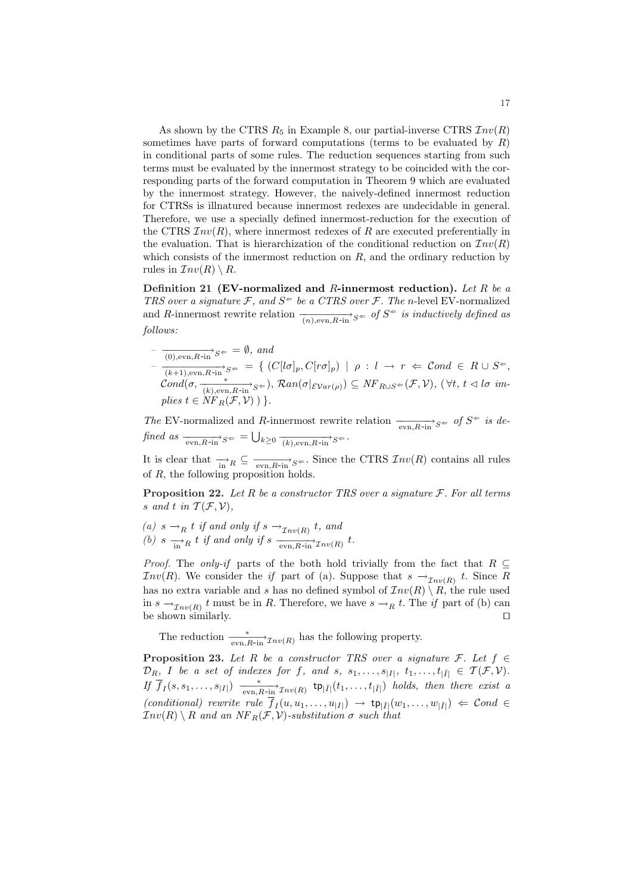As shown by the CTRS $R_5$ in Example 8, our partial-inverse CTRS $\mathcal{I}nv(R)$ sometimes have parts of forward computations (terms to be evaluated by $R$) in conditional parts of some rules. The reduction sequences starting from such terms must be evaluated by the innermost strategy to be coincided with the corresponding parts of the forward computation in Theorem 9 which are evaluated by the innermost strategy. However, the naively-defined innermost reduction for CTRSs is illnatured because innermost redexes are undecidable in general. Therefore, we use a specially defined innermost-reduction for the execution of the CTRS $\mathcal{I}nv(R)$, where innermost redexes of $R$ are executed preferentially in the evaluation. That is hierarchization of the conditional reduction on $\mathcal{I}nv(R)$ which consists of the innermost reduction on $R$, and the ordinary reduction by rules in $\mathcal{I}nv(R) \setminus R$.

**Definition 21 (EV-normalized and $R$-innermost reduction).** *Let $R$ be a TRS over a signature $\mathcal{F}$, and $S^{\Leftarrow}$ be a CTRS over $\mathcal{F}$. The $n$-level* EV-normalized and $R$-innermost rewrite relation $\xrightarrow[(n),\mathrm{evn},R\text{-in}]{}_{S^{\Leftarrow}}$ *of $S^{\Leftarrow}$ is inductively defined as follows:*

- $\xrightarrow[(0),\mathrm{evn},R\text{-in}]{}_{S^{\Leftarrow}} = \emptyset$, *and*
- $\xrightarrow[(k+1),\mathrm{evn},R\text{-in}]{}_{S^{\Leftarrow}} = \{ \, (C[l\sigma]_p, C[r\sigma]_p) \mid \rho : l \to r \Leftarrow \mathcal{C}ond \in R \cup S^{\Leftarrow},$ $\mathcal{C}ond(\sigma, \xrightarrow[(k),\mathrm{evn},R\text{-in}]{*}_{S^{\Leftarrow}})$, $\mathcal{R}an(\sigma|_{\mathcal{EV}ar(\rho)}) \subseteq NF_{R \cup S^{\Leftarrow}}(\mathcal{F},\mathcal{V})$, $(\forall t,\ t \lhd l\sigma$ *implies* $t \in NF_R(\mathcal{F},\mathcal{V})\,)\,\}$.

*The* EV-normalized and $R$-innermost rewrite relation $\xrightarrow[\mathrm{evn},R\text{-in}]{}_{S^{\Leftarrow}}$ *of $S^{\Leftarrow}$ is defined as* $\xrightarrow[\mathrm{evn},R\text{-in}]{}_{S^{\Leftarrow}} = \bigcup_{k\geq 0} \xrightarrow[(k),\mathrm{evn},R\text{-in}]{}_{S^{\Leftarrow}}$.

It is clear that $\xrightarrow[\mathrm{in}]{}_R \subseteq \xrightarrow[\mathrm{evn},R\text{-in}]{}_{S^{\Leftarrow}}$. Since the CTRS $\mathcal{I}nv(R)$ contains all rules of $R$, the following proposition holds.

**Proposition 22.** *Let $R$ be a constructor TRS over a signature $\mathcal{F}$. For all terms $s$ and $t$ in $\mathcal{T}(\mathcal{F},\mathcal{V})$,*

*(a) $s \to_R t$ if and only if $s \to_{\mathcal{I}nv(R)} t$, and*
*(b) $s \xrightarrow[\mathrm{in}]{}_R t$ if and only if $s \xrightarrow[\mathrm{evn},R\text{-in}]{}_{\mathcal{I}nv(R)} t$.*

*Proof.* The *only-if* parts of the both hold trivially from the fact that $R \subseteq \mathcal{I}nv(R)$. We consider the *if* part of (a). Suppose that $s \to_{\mathcal{I}nv(R)} t$. Since $R$ has no extra variable and $s$ has no defined symbol of $\mathcal{I}nv(R) \setminus R$, the rule used in $s \to_{\mathcal{I}nv(R)} t$ must be in $R$. Therefore, we have $s \to_R t$. The *if* part of (b) can be shown similarly. $\square$

The reduction $\xrightarrow[\mathrm{evn},R\text{-in}]{*}_{\mathcal{I}nv(R)}$ has the following property.

**Proposition 23.** *Let $R$ be a constructor TRS over a signature $\mathcal{F}$. Let $f \in \mathcal{D}_R$, $I$ be a set of indexes for $f$, and $s, s_1, \ldots, s_{|I|}, t_1, \ldots, t_{|\bar{I}|} \in \mathcal{T}(\mathcal{F},\mathcal{V})$. If $\overline{f}_I(s, s_1, \ldots, s_{|I|}) \xrightarrow[\mathrm{evn},R\text{-in}]{*}_{\mathcal{I}nv(R)} \mathsf{tp}_{|\bar{I}|}(t_1, \ldots, t_{|\bar{I}|})$ holds, then there exist a (conditional) rewrite rule $\overline{f}_I(u, u_1, \ldots, u_{|I|}) \to \mathsf{tp}_{|\bar{I}|}(w_1, \ldots, w_{|\bar{I}|}) \Leftarrow \mathcal{C}ond \in \mathcal{I}nv(R) \setminus R$ and an $NF_R(\mathcal{F},\mathcal{V})$-substitution $\sigma$ such that*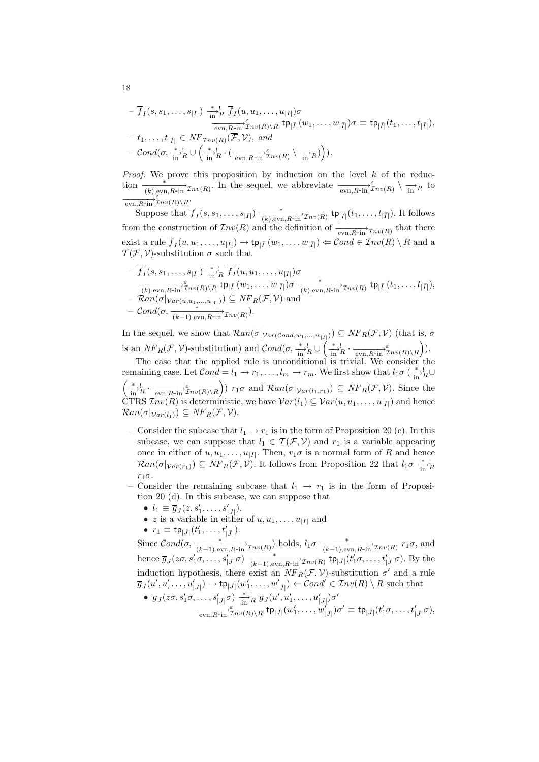– $\overline{f}_I(s, s_1, \ldots, s_{|I|}) \xrightarrow[\text{in}]{*}\!{}^!_R \overline{f}_I(u, u_1, \ldots, u_{|I|})\sigma$
$\xrightarrow[\text{evn},R\text{-in}]{\varepsilon}_{\mathcal{I}nv(R)\setminus R} \mathsf{tp}_{|\bar{I}|}(w_1, \ldots, w_{|\bar{I}|})\sigma \equiv \mathsf{tp}_{|\bar{I}|}(t_1, \ldots, t_{|\bar{I}|})$,

– $t_1, \ldots, t_{|\bar{I}|} \in NF_{\mathcal{I}nv(R)}(\overline{\mathcal{F}}, \mathcal{V})$, and

– $\mathcal{C}ond(\sigma, \xrightarrow[\text{in}]{*}\!{}^!_R \cup \Big(\xrightarrow[\text{in}]{*}\!{}^!_R \cdot (\xrightarrow[\text{evn},R\text{-in}]{\varepsilon}_{\mathcal{I}nv(R)} \setminus \xrightarrow[\text{in}]{}_R)\Big))$.

*Proof.* We prove this proposition by induction on the level $k$ of the reduction $\xrightarrow[(k),\text{evn},R\text{-in}]{*}_{\mathcal{I}nv(R)}$. In the sequel, we abbreviate $\xrightarrow[\text{evn},R\text{-in}]{\varepsilon}_{\mathcal{I}nv(R)} \setminus \xrightarrow[\text{in}]{}_R$ to $\xrightarrow[\text{evn},R\text{-in}]{\varepsilon}_{\mathcal{I}nv(R)\setminus R}$.

Suppose that $\overline{f}_I(s, s_1, \ldots, s_{|I|}) \xrightarrow[(k),\text{evn},R\text{-in}]{*}_{\mathcal{I}nv(R)} \mathsf{tp}_{|\bar{I}|}(t_1, \ldots, t_{|\bar{I}|})$. It follows from the construction of $\mathcal{I}nv(R)$ and the definition of $\xrightarrow[\text{evn},R\text{-in}]{}_{\mathcal{I}nv(R)}$ that there exist a rule $\overline{f}_I(u, u_1, \ldots, u_{|I|}) \to \mathsf{tp}_{|\bar{I}|}(w_1, \ldots, w_{|\bar{I}|}) \Leftarrow \mathcal{C}ond \in \mathcal{I}nv(R) \setminus R$ and a $\mathcal{T}(\mathcal{F}, \mathcal{V})$-substitution $\sigma$ such that

– $\overline{f}_I(s, s_1, \ldots, s_{|I|}) \xrightarrow[\text{in}]{*}\!{}^!_R \overline{f}_I(u, u_1, \ldots, u_{|I|})\sigma$
$\xrightarrow[(k),\text{evn},R\text{-in}]{\varepsilon}_{\mathcal{I}nv(R)\setminus R} \mathsf{tp}_{|\bar{I}|}(w_1, \ldots, w_{|\bar{I}|})\sigma \xrightarrow[(k),\text{evn},R\text{-in}]{*}_{\mathcal{I}nv(R)} \mathsf{tp}_{|\bar{I}|}(t_1, \ldots, t_{|\bar{I}|})$,

– $\mathcal{R}an(\sigma|_{\mathcal{V}ar(u,u_1,\ldots,u_{|I|})}) \subseteq NF_R(\mathcal{F}, \mathcal{V})$ and

– $\mathcal{C}ond(\sigma, \xrightarrow[(k-1),\text{evn},R\text{-in}]{*}_{\mathcal{I}nv(R)})$.

In the sequel, we show that $\mathcal{R}an(\sigma|_{\mathcal{V}ar(\mathcal{C}ond,w_1,\ldots,w_{|\bar{I}|})}) \subseteq NF_R(\mathcal{F}, \mathcal{V})$ (that is, $\sigma$ is an $NF_R(\mathcal{F}, \mathcal{V})$-substitution) and $\mathcal{C}ond(\sigma, \xrightarrow[\text{in}]{*}\!{}^!_R \cup \Big(\xrightarrow[\text{in}]{*}\!{}^!_R \cdot \xrightarrow[\text{evn},R\text{-in}]{\varepsilon}_{\mathcal{I}nv(R)\setminus R}\Big))$.

The case that the applied rule is unconditional is trivial. We consider the remaining case. Let $\mathcal{C}ond = l_1 \to r_1, \ldots, l_m \to r_m$. We first show that $l_1\sigma$ $(\xrightarrow[\text{in}]{*}\!{}^!_R \cup \Big(\xrightarrow[\text{in}]{*}\!{}^!_R \cdot \xrightarrow[\text{evn},R\text{-in}]{\varepsilon}_{\mathcal{I}nv(R)\setminus R}\Big))$ $r_1\sigma$ and $\mathcal{R}an(\sigma|_{\mathcal{V}ar(l_1,r_1)}) \subseteq NF_R(\mathcal{F}, \mathcal{V})$. Since the CTRS $\mathcal{I}nv(R)$ is deterministic, we have $\mathcal{V}ar(l_1) \subseteq \mathcal{V}ar(u, u_1, \ldots, u_{|I|})$ and hence $\mathcal{R}an(\sigma|_{\mathcal{V}ar(l_1)}) \subseteq NF_R(\mathcal{F}, \mathcal{V})$.

– Consider the subcase that $l_1 \to r_1$ is in the form of Proposition 20 (c). In this subcase, we can suppose that $l_1 \in \mathcal{T}(\mathcal{F}, \mathcal{V})$ and $r_1$ is a variable appearing once in either of $u, u_1, \ldots, u_{|I|}$. Then, $r_1\sigma$ is a normal form of $R$ and hence $\mathcal{R}an(\sigma|_{\mathcal{V}ar(r_1)}) \subseteq NF_R(\mathcal{F}, \mathcal{V})$. It follows from Proposition 22 that $l_1\sigma \xrightarrow[\text{in}]{*}\!{}^!_R r_1\sigma$.

– Consider the remaining subcase that $l_1 \to r_1$ is in the form of Proposition 20 (d). In this subcase, we can suppose that
  - $l_1 \equiv \overline{g}_J(z, s'_1, \ldots, s'_{|J|})$,
  - $z$ is a variable in either of $u, u_1, \ldots, u_{|I|}$ and
  - $r_1 \equiv \mathsf{tp}_{|\bar{J}|}(t'_1, \ldots, t'_{|\bar{J}|})$.

  Since $\mathcal{C}ond(\sigma, \xrightarrow[(k-1),\text{evn},R\text{-in}]{*}_{\mathcal{I}nv(R)})$ holds, $l_1\sigma \xrightarrow[(k-1),\text{evn},R\text{-in}]{*}_{\mathcal{I}nv(R)} r_1\sigma$, and hence $\overline{g}_J(z\sigma, s'_1\sigma, \ldots, s'_{|J|}\sigma) \xrightarrow[(k-1),\text{evn},R\text{-in}]{*}_{\mathcal{I}nv(R)} \mathsf{tp}_{|\bar{J}|}(t'_1\sigma, \ldots, t'_{|\bar{J}|}\sigma)$. By the induction hypothesis, there exist an $NF_R(\mathcal{F}, \mathcal{V})$-substitution $\sigma'$ and a rule $\overline{g}_J(u', u'_1, \ldots, u'_{|J|}) \to \mathsf{tp}_{|\bar{J}|}(w'_1, \ldots, w'_{|\bar{J}|}) \Leftarrow \mathcal{C}ond' \in \mathcal{I}nv(R) \setminus R$ such that
  - $\overline{g}_J(z\sigma, s'_1\sigma, \ldots, s'_{|J|}\sigma) \xrightarrow[\text{in}]{*}\!{}^!_R \overline{g}_J(u', u'_1, \ldots, u'_{|J|})\sigma'$
  $\xrightarrow[\text{evn},R\text{-in}]{\varepsilon}_{\mathcal{I}nv(R)\setminus R} \mathsf{tp}_{|\bar{J}|}(w'_1, \ldots, w'_{|\bar{J}|})\sigma' \equiv \mathsf{tp}_{|\bar{J}|}(t'_1\sigma, \ldots, t'_{|\bar{J}|}\sigma)$,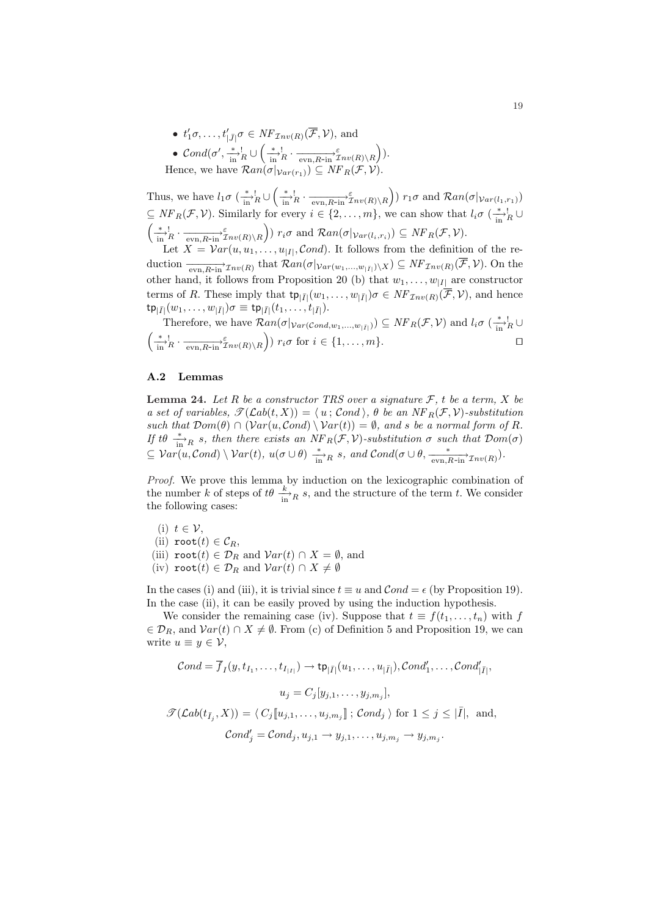- $t'_1\sigma, \ldots, t'_{|\bar{J}|}\sigma \in \mathit{NF}_{\mathcal{I}nv(R)}(\overline{\mathcal{F}}, \mathcal{V})$, and
- $\mathcal{C}ond(\sigma', \xrightarrow[\text{in}]{*}{}^{!}_{R} \cup \left(\xrightarrow[\text{in}]{*}{}^{!}_{R} \cdot \xrightarrow[\text{evn},R\text{-in}]{\varepsilon}{}_{\mathcal{I}nv(R)\setminus R}\right))$.

Hence, we have $\mathcal{R}an(\sigma|_{\mathcal{V}ar(r_1)}) \subseteq \mathit{NF}_R(\mathcal{F}, \mathcal{V})$.

Thus, we have $l_1\sigma \; (\xrightarrow[\text{in}]{*}{}^{!}_{R} \cup \left(\xrightarrow[\text{in}]{*}{}^{!}_{R} \cdot \xrightarrow[\text{evn},R\text{-in}]{\varepsilon}{}_{\mathcal{I}nv(R)\setminus R}\right)) \; r_1\sigma$ and $\mathcal{R}an(\sigma|_{\mathcal{V}ar(l_1,r_1)}) \subseteq \mathit{NF}_R(\mathcal{F}, \mathcal{V})$. Similarly for every $i \in \{2, \ldots, m\}$, we can show that $l_i\sigma \; (\xrightarrow[\text{in}]{*}{}^{!}_{R} \cup \left(\xrightarrow[\text{in}]{*}{}^{!}_{R} \cdot \xrightarrow[\text{evn},R\text{-in}]{\varepsilon}{}_{\mathcal{I}nv(R)\setminus R}\right)) \; r_i\sigma$ and $\mathcal{R}an(\sigma|_{\mathcal{V}ar(l_i,r_i)}) \subseteq \mathit{NF}_R(\mathcal{F}, \mathcal{V})$.

Let $X = \mathcal{V}ar(u, u_1, \ldots, u_{|I|}, \mathcal{C}ond)$. It follows from the definition of the reduction $\xrightarrow[\text{evn},R\text{-in}]{}{}_{\mathcal{I}nv(R)}$ that $\mathcal{R}an(\sigma|_{\mathcal{V}ar(w_1,\ldots,w_{|\bar{I}|})\setminus X}) \subseteq \mathit{NF}_{\mathcal{I}nv(R)}(\overline{\mathcal{F}}, \mathcal{V})$. On the other hand, it follows from Proposition 20 (b) that $w_1, \ldots, w_{|I|}$ are constructor terms of $R$. These imply that $\mathsf{tp}_{|\bar{I}|}(w_1, \ldots, w_{|\bar{I}|})\sigma \in \mathit{NF}_{\mathcal{I}nv(R)}(\overline{\mathcal{F}}, \mathcal{V})$, and hence $\mathsf{tp}_{|\bar{I}|}(w_1, \ldots, w_{|\bar{I}|})\sigma \equiv \mathsf{tp}_{|\bar{I}|}(t_1, \ldots, t_{|\bar{I}|})$.

Therefore, we have $\mathcal{R}an(\sigma|_{\mathcal{V}ar(\mathcal{C}ond, w_1, \ldots, w_{|\bar{I}|})}) \subseteq \mathit{NF}_R(\mathcal{F}, \mathcal{V})$ and $l_i\sigma \; (\xrightarrow[\text{in}]{*}{}^{!}_{R} \cup \left(\xrightarrow[\text{in}]{*}{}^{!}_{R} \cdot \xrightarrow[\text{evn},R\text{-in}]{\varepsilon}{}_{\mathcal{I}nv(R)\setminus R}\right)) \; r_i\sigma$ for $i \in \{1, \ldots, m\}$. ◻

### A.2 Lemmas

**Lemma 24.** *Let $R$ be a constructor TRS over a signature $\mathcal{F}$, $t$ be a term, $X$ be a set of variables, $\mathscr{T}(\mathcal{L}ab(t, X)) = \langle\, u \,;\, \mathcal{C}ond \,\rangle$, $\theta$ be an $\mathit{NF}_R(\mathcal{F}, \mathcal{V})$-substitution such that $\mathcal{D}om(\theta) \cap (\mathcal{V}ar(u, \mathcal{C}ond) \setminus \mathcal{V}ar(t)) = \emptyset$, and $s$ be a normal form of $R$. If $t\theta \xrightarrow[\text{in}]{*}{}_R s$, then there exists an $\mathit{NF}_R(\mathcal{F}, \mathcal{V})$-substitution $\sigma$ such that $\mathcal{D}om(\sigma) \subseteq \mathcal{V}ar(u, \mathcal{C}ond) \setminus \mathcal{V}ar(t)$, $u(\sigma \cup \theta) \xrightarrow[\text{in}]{*}{}_R s$, and $\mathcal{C}ond(\sigma \cup \theta, \xrightarrow[\text{evn},R\text{-in}]{*}{}_{\mathcal{I}nv(R)})$.*

*Proof.* We prove this lemma by induction on the lexicographic combination of the number $k$ of steps of $t\theta \xrightarrow[\text{in}]{k}{}_R s$, and the structure of the term $t$. We consider the following cases:

(i) $t \in \mathcal{V}$,
(ii) $\mathtt{root}(t) \in \mathcal{C}_R$,
(iii) $\mathtt{root}(t) \in \mathcal{D}_R$ and $\mathcal{V}ar(t) \cap X = \emptyset$, and
(iv) $\mathtt{root}(t) \in \mathcal{D}_R$ and $\mathcal{V}ar(t) \cap X \neq \emptyset$

In the cases (i) and (iii), it is trivial since $t \equiv u$ and $\mathcal{C}ond = \epsilon$ (by Proposition 19). In the case (ii), it can be easily proved by using the induction hypothesis.

We consider the remaining case (iv). Suppose that $t \equiv f(t_1, \ldots, t_n)$ with $f \in \mathcal{D}_R$, and $\mathcal{V}ar(t) \cap X \neq \emptyset$. From (c) of Definition 5 and Proposition 19, we can write $u \equiv y \in \mathcal{V}$,

$$\mathcal{C}ond = \overline{f}_I(y, t_{I_1}, \ldots, t_{I_{|I|}}) \to \mathsf{tp}_{|\bar{I}|}(u_1, \ldots, u_{|\bar{I}|}), \mathcal{C}ond'_1, \ldots, \mathcal{C}ond'_{|\bar{I}|},$$

$$u_j = C_j[y_{j,1}, \ldots, y_{j,m_j}],$$

$$\mathscr{T}(\mathcal{L}ab(t_{\bar{I}_j}, X)) = \langle\, C_j[\![u_{j,1}, \ldots, u_{j,m_j}]\!] \,;\, \mathcal{C}ond_j \,\rangle \text{ for } 1 \le j \le |\bar{I}|, \text{ and,}$$

$$\mathcal{C}ond'_j = \mathcal{C}ond_j, u_{j,1} \to y_{j,1}, \ldots, u_{j,m_j} \to y_{j,m_j}.$$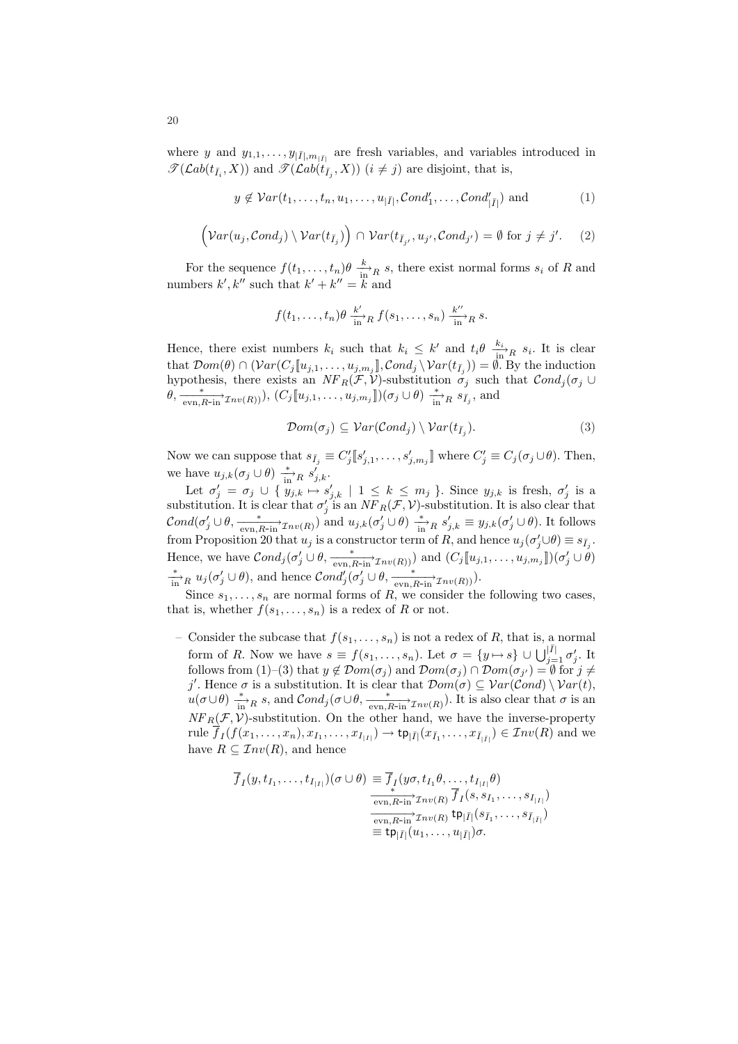where $y$ and $y_{1,1}, \ldots, y_{|\bar{I}|,m_{|\bar{I}|}}$ are fresh variables, and variables introduced in $\mathscr{T}(\mathcal{L}ab(t_{\bar{I}_i}, X))$ and $\mathscr{T}(\mathcal{L}ab(t_{\bar{I}_j}, X))$ $(i \neq j)$ are disjoint, that is,

$$y \notin \mathcal{V}ar(t_1, \ldots, t_n, u_1, \ldots, u_{|\bar{I}|}, \mathcal{C}ond'_1, \ldots, \mathcal{C}ond'_{|\bar{I}|}) \text{ and} \tag{1}$$

$$\Big(\mathcal{V}ar(u_j, \mathcal{C}ond_j) \setminus \mathcal{V}ar(t_{\bar{I}_j})\Big) \cap \mathcal{V}ar(t_{\bar{I}_{j'}}, u_{j'}, \mathcal{C}ond_{j'}) = \emptyset \text{ for } j \neq j'. \tag{2}$$

For the sequence $f(t_1, \ldots, t_n)\theta \xrightarrow[\text{in}]{k}_R s$, there exist normal forms $s_i$ of $R$ and numbers $k', k''$ such that $k' + k'' = k$ and

$$f(t_1, \ldots, t_n)\theta \xrightarrow[\text{in}]{k'}_R f(s_1, \ldots, s_n) \xrightarrow[\text{in}]{k''}_R s.$$

Hence, there exist numbers $k_i$ such that $k_i \leq k'$ and $t_i\theta \xrightarrow[\text{in}]{k_i}_R s_i$. It is clear that $\mathcal{D}om(\theta) \cap (\mathcal{V}ar(C_j[\![u_{j,1}, \ldots, u_{j,m_j}]\!], \mathcal{C}ond_j \setminus \mathcal{V}ar(t_{\bar{I}_j})) = \emptyset$. By the induction hypothesis, there exists an $NF_R(\mathcal{F}, \mathcal{V})$-substitution $\sigma_j$ such that $\mathcal{C}ond_j(\sigma_j \cup \theta, \xrightarrow[\text{evn},R\text{-in}]{*}_{\mathcal{I}nv(R)})$, $(C_j[\![u_{j,1}, \ldots, u_{j,m_j}]\!])(\sigma_j \cup \theta) \xrightarrow[\text{in}]{*}_R s_{\bar{I}_j}$, and

$$\mathcal{D}om(\sigma_j) \subseteq \mathcal{V}ar(\mathcal{C}ond_j) \setminus \mathcal{V}ar(t_{\bar{I}_j}). \tag{3}$$

Now we can suppose that $s_{\bar{I}_j} \equiv C'_j[\![s'_{j,1}, \ldots, s'_{j,m_j}]\!]$ where $C'_j \equiv C_j(\sigma_j \cup \theta)$. Then, we have $u_{j,k}(\sigma_j \cup \theta) \xrightarrow[\text{in}]{*}_R s'_{j,k}$.

Let $\sigma'_j = \sigma_j \cup \{\, y_{j,k} \mapsto s'_{j,k} \mid 1 \leq k \leq m_j \,\}$. Since $y_{j,k}$ is fresh, $\sigma'_j$ is a substitution. It is clear that $\sigma'_j$ is an $NF_R(\mathcal{F}, \mathcal{V})$-substitution. It is also clear that $\mathcal{C}ond(\sigma'_j \cup \theta, \xrightarrow[\text{evn},R\text{-in}]{*}_{\mathcal{I}nv(R)})$ and $u_{j,k}(\sigma'_j \cup \theta) \xrightarrow[\text{in}]{*}_R s'_{j,k} \equiv y_{j,k}(\sigma'_j \cup \theta)$. It follows from Proposition 20 that $u_j$ is a constructor term of $R$, and hence $u_j(\sigma'_j \cup \theta) \equiv s_{\bar{I}_j}$. Hence, we have $\mathcal{C}ond_j(\sigma'_j \cup \theta, \xrightarrow[\text{evn},R\text{-in}]{*}_{\mathcal{I}nv(R)})$ and $(C_j[\![u_{j,1}, \ldots, u_{j,m_j}]\!])(\sigma'_j \cup \theta) \xrightarrow[\text{in}]{*}_R u_j(\sigma'_j \cup \theta)$, and hence $\mathcal{C}ond'_j(\sigma'_j \cup \theta, \xrightarrow[\text{evn},R\text{-in}]{*}_{\mathcal{I}nv(R)})$.

Since $s_1, \ldots, s_n$ are normal forms of $R$, we consider the following two cases, that is, whether $f(s_1, \ldots, s_n)$ is a redex of $R$ or not.

- Consider the subcase that $f(s_1, \ldots, s_n)$ is not a redex of $R$, that is, a normal form of $R$. Now we have $s \equiv f(s_1, \ldots, s_n)$. Let $\sigma = \{y \mapsto s\} \cup \bigcup_{j=1}^{|\bar{I}|} \sigma'_j$. It follows from (1)–(3) that $y \notin \mathcal{D}om(\sigma_j)$ and $\mathcal{D}om(\sigma_j) \cap \mathcal{D}om(\sigma_{j'}) = \emptyset$ for $j \neq j'$. Hence $\sigma$ is a substitution. It is clear that $\mathcal{D}om(\sigma) \subseteq \mathcal{V}ar(\mathcal{C}ond) \setminus \mathcal{V}ar(t)$, $u(\sigma \cup \theta) \xrightarrow[\text{in}]{*}_R s$, and $\mathcal{C}ond_j(\sigma \cup \theta, \xrightarrow[\text{evn},R\text{-in}]{*}_{\mathcal{I}nv(R)})$. It is also clear that $\sigma$ is an $NF_R(\mathcal{F}, \mathcal{V})$-substitution. On the other hand, we have the inverse-property rule $\overline{f}_I(f(x_1, \ldots, x_n), x_{I_1}, \ldots, x_{I_{|I|}}) \to \mathsf{tp}_{|\bar{I}|}(x_{\bar{I}_1}, \ldots, x_{\bar{I}_{|\bar{I}|}}) \in \mathcal{I}nv(R)$ and we have $R \subseteq \mathcal{I}nv(R)$, and hence

$$\begin{aligned}
\overline{f}_I(y, t_{I_1}, \ldots, t_{I_{|I|}})(\sigma \cup \theta) &\equiv \overline{f}_I(y\sigma, t_{I_1}\theta, \ldots, t_{I_{|I|}}\theta) \\
&\xrightarrow[\text{evn},R\text{-in}]{*}_{\mathcal{I}nv(R)} \overline{f}_I(s, s_{I_1}, \ldots, s_{I_{|I|}}) \\
&\xrightarrow[\text{evn},R\text{-in}]{}_{\mathcal{I}nv(R)} \mathsf{tp}_{|\bar{I}|}(s_{\bar{I}_1}, \ldots, s_{\bar{I}_{|\bar{I}|}}) \\
&\equiv \mathsf{tp}_{|\bar{I}|}(u_1, \ldots, u_{|\bar{I}|})\sigma.
\end{aligned}$$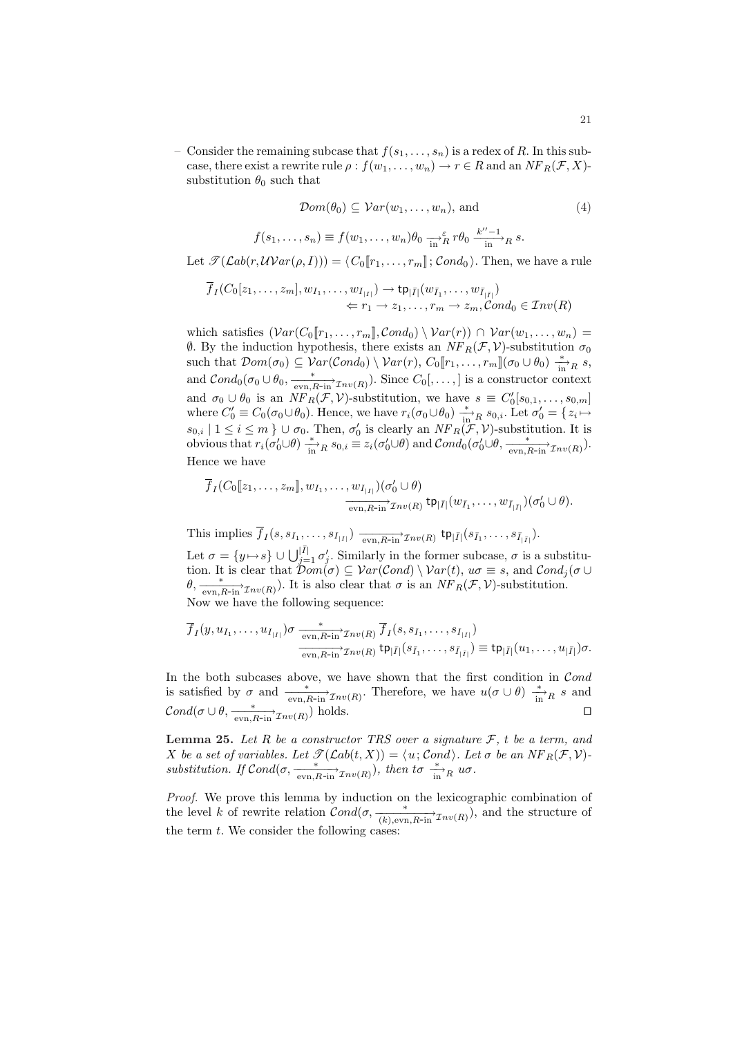– Consider the remaining subcase that $f(s_1,\ldots,s_n)$ is a redex of $R$. In this subcase, there exist a rewrite rule $\rho : f(w_1,\ldots,w_n) \to r \in R$ and an $NF_R(\mathcal{F},X)$-substitution $\theta_0$ such that

$$\mathcal{D}om(\theta_0) \subseteq \mathcal{V}ar(w_1,\ldots,w_n), \text{ and} \tag{4}$$

$$f(s_1,\ldots,s_n) \equiv f(w_1,\ldots,w_n)\theta_0 \xrightarrow[\text{in}]{\varepsilon}_R r\theta_0 \xrightarrow[\text{in}]{k''-1}_R s.$$

Let $\mathscr{T}(\mathcal{L}ab(r,\mathcal{UV}ar(\rho,I))) = \langle C_0[\![r_1,\ldots,r_m]\!]; \mathcal{C}ond_0\rangle$. Then, we have a rule

$$\begin{aligned}\overline{f}_I(C_0[z_1,\ldots,z_m], w_{I_1},\ldots,w_{I_{|I|}}) &\to \mathsf{tp}_{|\bar{I}|}(w_{\bar{I}_1},\ldots,w_{\bar{I}_{|\bar{I}|}}) \\ &\Leftarrow r_1 \to z_1,\ldots,r_m \to z_m, \mathcal{C}ond_0 \in \mathcal{I}nv(R)\end{aligned}$$

which satisfies $(\mathcal{V}ar(C_0[\![r_1,\ldots,r_m]\!],\mathcal{C}ond_0) \setminus \mathcal{V}ar(r)) \cap \mathcal{V}ar(w_1,\ldots,w_n) = \emptyset$. By the induction hypothesis, there exists an $NF_R(\mathcal{F},\mathcal{V})$-substitution $\sigma_0$ such that $\mathcal{D}om(\sigma_0) \subseteq \mathcal{V}ar(\mathcal{C}ond_0)\setminus\mathcal{V}ar(r)$, $C_0[\![r_1,\ldots,r_m]\!](\sigma_0\cup\theta_0) \xrightarrow[\text{in}]{*}_R s$, and $\mathcal{C}ond_0(\sigma_0\cup\theta_0, \xrightarrow[\text{evn},R\text{-in}]{*}_{\mathcal{I}nv(R)})$. Since $C_0[,\ldots,]$ is a constructor context and $\sigma_0\cup\theta_0$ is an $NF_R(\mathcal{F},\mathcal{V})$-substitution, we have $s \equiv C_0'[s_{0,1},\ldots,s_{0,m}]$ where $C_0' \equiv C_0(\sigma_0\cup\theta_0)$. Hence, we have $r_i(\sigma_0\cup\theta_0) \xrightarrow[\text{in}]{*}_R s_{0,i}$. Let $\sigma_0' = \{\, z_i \mapsto s_{0,i} \mid 1 \le i \le m \,\} \cup \sigma_0$. Then, $\sigma_0'$ is clearly an $NF_R(\mathcal{F},\mathcal{V})$-substitution. It is obvious that $r_i(\sigma_0'\cup\theta) \xrightarrow[\text{in}]{*}_R s_{0,i} \equiv z_i(\sigma_0'\cup\theta)$ and $\mathcal{C}ond_0(\sigma_0'\cup\theta, \xrightarrow[\text{evn},R\text{-in}]{*}_{\mathcal{I}nv(R)})$. Hence we have

$$\begin{aligned}&\overline{f}_I(C_0[\![z_1,\ldots,z_m]\!], w_{I_1},\ldots,w_{I_{|I|}})(\sigma_0'\cup\theta) \\ &\qquad\xrightarrow[\text{evn},R\text{-in}]{}_{\mathcal{I}nv(R)} \mathsf{tp}_{|\bar{I}|}(w_{\bar{I}_1},\ldots,w_{\bar{I}_{|\bar{I}|}})(\sigma_0'\cup\theta).\end{aligned}$$

This implies $\overline{f}_I(s, s_{I_1},\ldots,s_{I_{|I|}}) \xrightarrow[\text{evn},R\text{-in}]{}_{\mathcal{I}nv(R)} \mathsf{tp}_{|\bar{I}|}(s_{\bar{I}_1},\ldots,s_{\bar{I}_{|\bar{I}|}})$.

Let $\sigma = \{y \mapsto s\} \cup \bigcup_{j=1}^{|\bar{I}|}\sigma_j'$. Similarly in the former subcase, $\sigma$ is a substitution. It is clear that $\mathcal{D}om(\sigma) \subseteq \mathcal{V}ar(\mathcal{C}ond)\setminus\mathcal{V}ar(t)$, $u\sigma \equiv s$, and $\mathcal{C}ond_j(\sigma\cup\theta, \xrightarrow[\text{evn},R\text{-in}]{*}_{\mathcal{I}nv(R)})$. It is also clear that $\sigma$ is an $NF_R(\mathcal{F},\mathcal{V})$-substitution. Now we have the following sequence:

$$\begin{aligned}\overline{f}_I(y, u_{I_1},\ldots,u_{I_{|I|}})\sigma &\xrightarrow[\text{evn},R\text{-in}]{*}_{\mathcal{I}nv(R)} \overline{f}_I(s, s_{I_1},\ldots,s_{I_{|I|}}) \\ &\xrightarrow[\text{evn},R\text{-in}]{}_{\mathcal{I}nv(R)} \mathsf{tp}_{|\bar{I}|}(s_{\bar{I}_1},\ldots,s_{\bar{I}_{|\bar{I}|}}) \equiv \mathsf{tp}_{|\bar{I}|}(u_1,\ldots,u_{|\bar{I}|})\sigma.\end{aligned}$$

In the both subcases above, we have shown that the first condition in $\mathcal{C}ond$ is satisfied by $\sigma$ and $\xrightarrow[\text{evn},R\text{-in}]{*}_{\mathcal{I}nv(R)}$. Therefore, we have $u(\sigma\cup\theta) \xrightarrow[\text{in}]{*}_R s$ and $\mathcal{C}ond(\sigma\cup\theta, \xrightarrow[\text{evn},R\text{-in}]{*}_{\mathcal{I}nv(R)})$ holds. ⊓⊔

**Lemma 25.** *Let $R$ be a constructor TRS over a signature $\mathcal{F}$, $t$ be a term, and $X$ be a set of variables. Let $\mathscr{T}(\mathcal{L}ab(t,X)) = \langle u; \mathcal{C}ond\rangle$. Let $\sigma$ be an $NF_R(\mathcal{F},\mathcal{V})$-substitution. If $\mathcal{C}ond(\sigma, \xrightarrow[\text{evn},R\text{-in}]{*}_{\mathcal{I}nv(R)})$, then $t\sigma \xrightarrow[\text{in}]{*}_R u\sigma$.*

*Proof.* We prove this lemma by induction on the lexicographic combination of the level $k$ of rewrite relation $\mathcal{C}ond(\sigma, \xrightarrow[(k),\text{evn},R\text{-in}]{*}_{\mathcal{I}nv(R)})$, and the structure of the term $t$. We consider the following cases: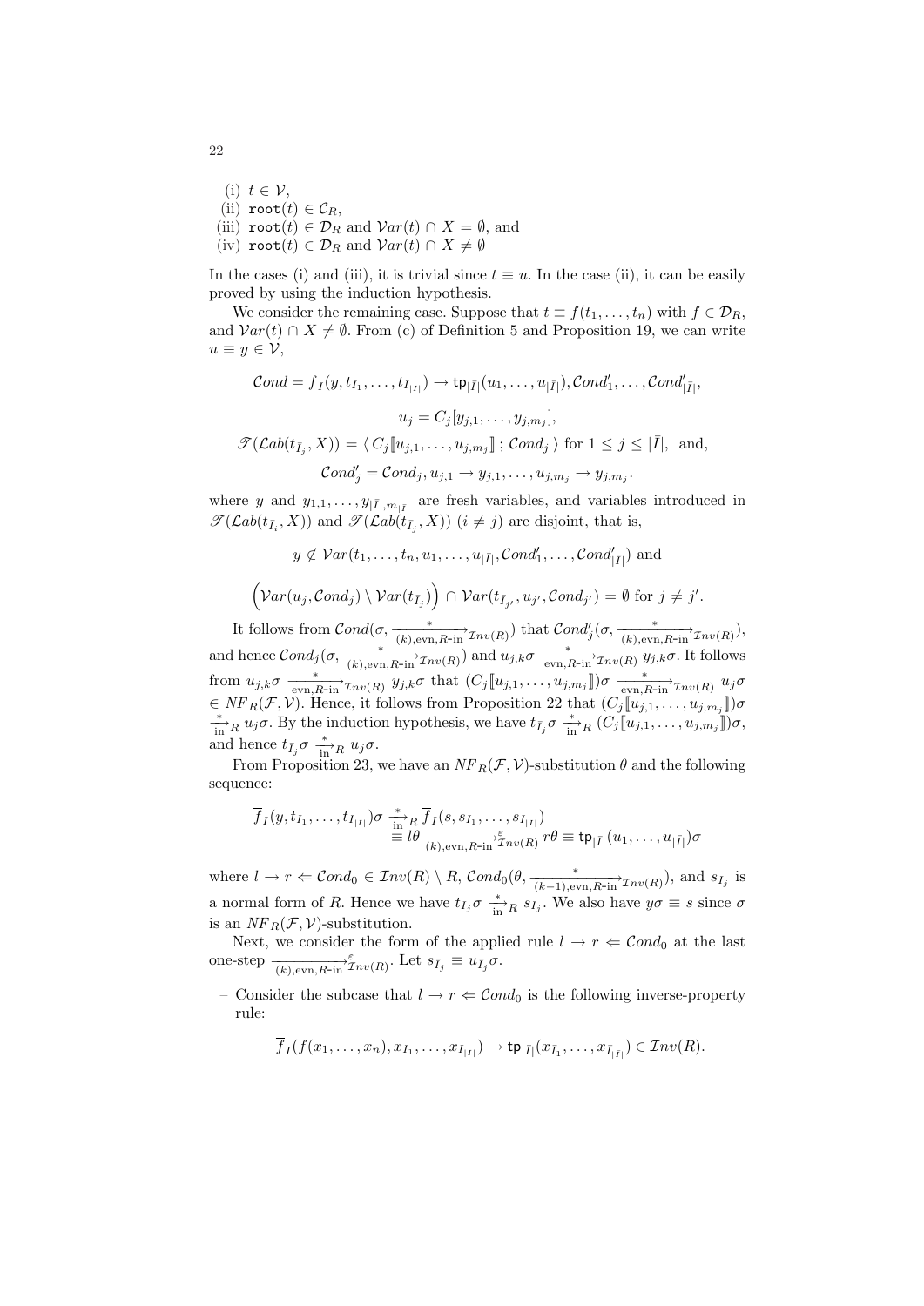(i) $t \in \mathcal{V}$,
(ii) $\mathtt{root}(t) \in \mathcal{C}_R$,
(iii) $\mathtt{root}(t) \in \mathcal{D}_R$ and $\mathcal{V}ar(t) \cap X = \emptyset$, and
(iv) $\mathtt{root}(t) \in \mathcal{D}_R$ and $\mathcal{V}ar(t) \cap X \neq \emptyset$

In the cases (i) and (iii), it is trivial since $t \equiv u$. In the case (ii), it can be easily proved by using the induction hypothesis.

We consider the remaining case. Suppose that $t \equiv f(t_1, \ldots, t_n)$ with $f \in \mathcal{D}_R$, and $\mathcal{V}ar(t) \cap X \neq \emptyset$. From (c) of Definition 5 and Proposition 19, we can write $u \equiv y \in \mathcal{V}$,

$$\mathcal{C}ond = \overline{f}_I(y, t_{I_1}, \ldots, t_{I_{|I|}}) \to \mathsf{tp}_{|\bar{I}|}(u_1, \ldots, u_{|\bar{I}|}), \mathcal{C}ond'_1, \ldots, \mathcal{C}ond'_{|\bar{I}|},$$

$$u_j = C_j[y_{j,1}, \ldots, y_{j,m_j}],$$

$$\mathscr{T}(\mathcal{L}ab(t_{\bar{I}_j}, X)) = \langle\, C_j[\![u_{j,1}, \ldots, u_{j,m_j}]\!]\, ;\, \mathcal{C}ond_j \,\rangle \text{ for } 1 \le j \le |\bar{I}|, \text{ and,}$$

$$\mathcal{C}ond'_j = \mathcal{C}ond_j, u_{j,1} \to y_{j,1}, \ldots, u_{j,m_j} \to y_{j,m_j}.$$

where $y$ and $y_{1,1}, \ldots, y_{|\bar{I}|, m_{|\bar{I}|}}$ are fresh variables, and variables introduced in $\mathscr{T}(\mathcal{L}ab(t_{\bar{I}_i}, X))$ and $\mathscr{T}(\mathcal{L}ab(t_{\bar{I}_j}, X))$ $(i \neq j)$ are disjoint, that is,

$$y \notin \mathcal{V}ar(t_1, \ldots, t_n, u_1, \ldots, u_{|\bar{I}|}, \mathcal{C}ond'_1, \ldots, \mathcal{C}ond'_{|\bar{I}|}) \text{ and}$$

$$\Big(\mathcal{V}ar(u_j, \mathcal{C}ond_j) \setminus \mathcal{V}ar(t_{\bar{I}_j})\Big) \cap \mathcal{V}ar(t_{\bar{I}_{j'}}, u_{j'}, \mathcal{C}ond_{j'}) = \emptyset \text{ for } j \neq j'.$$

It follows from $\mathcal{C}ond(\sigma, \xrightarrow[(k),\mathrm{evn},R\text{-in}]{*}_{\mathcal{I}nv(R)})$ that $\mathcal{C}ond'_j(\sigma, \xrightarrow[(k),\mathrm{evn},R\text{-in}]{*}_{\mathcal{I}nv(R)})$, and hence $\mathcal{C}ond_j(\sigma, \xrightarrow[(k),\mathrm{evn},R\text{-in}]{*}_{\mathcal{I}nv(R)})$ and $u_{j,k}\sigma \xrightarrow[\mathrm{evn},R\text{-in}]{*}_{\mathcal{I}nv(R)} y_{j,k}\sigma$. It follows from $u_{j,k}\sigma \xrightarrow[\mathrm{evn},R\text{-in}]{*}_{\mathcal{I}nv(R)} y_{j,k}\sigma$ that $(C_j[\![u_{j,1}, \ldots, u_{j,m_j}]\!])\sigma \xrightarrow[\mathrm{evn},R\text{-in}]{*}_{\mathcal{I}nv(R)} u_j\sigma \in NF_R(\mathcal{F}, \mathcal{V})$. Hence, it follows from Proposition 22 that $(C_j[\![u_{j,1}, \ldots, u_{j,m_j}]\!])\sigma \xrightarrow[\mathrm{in}]{*}_R u_j\sigma$. By the induction hypothesis, we have $t_{\bar{I}_j}\sigma \xrightarrow[\mathrm{in}]{*}_R (C_j[\![u_{j,1}, \ldots, u_{j,m_j}]\!])\sigma$, and hence $t_{\bar{I}_j}\sigma \xrightarrow[\mathrm{in}]{*}_R u_j\sigma$.

From Proposition 23, we have an $NF_R(\mathcal{F}, \mathcal{V})$-substitution $\theta$ and the following sequence:

$$\begin{array}{l}\overline{f}_I(y, t_{I_1}, \ldots, t_{I_{|I|}})\sigma \xrightarrow[\mathrm{in}]{*}_R \overline{f}_I(s, s_{I_1}, \ldots, s_{I_{|I|}}) \\ \qquad \equiv l\theta \xrightarrow[(k),\mathrm{evn},R\text{-in}]{\varepsilon}_{\mathcal{I}nv(R)} r\theta \equiv \mathsf{tp}_{|\bar{I}|}(u_1, \ldots, u_{|\bar{I}|})\sigma\end{array}$$

where $l \to r \Leftarrow \mathcal{C}ond_0 \in \mathcal{I}nv(R) \setminus R$, $\mathcal{C}ond_0(\theta, \xrightarrow[(k-1),\mathrm{evn},R\text{-in}]{*}_{\mathcal{I}nv(R)})$, and $s_{I_j}$ is a normal form of $R$. Hence we have $t_{I_j}\sigma \xrightarrow[\mathrm{in}]{*}_R s_{I_j}$. We also have $y\sigma \equiv s$ since $\sigma$ is an $NF_R(\mathcal{F}, \mathcal{V})$-substitution.

Next, we consider the form of the applied rule $l \to r \Leftarrow \mathcal{C}ond_0$ at the last one-step $\xrightarrow[(k),\mathrm{evn},R\text{-in}]{\varepsilon}_{\mathcal{I}nv(R)}$. Let $s_{\bar{I}_j} \equiv u_{\bar{I}_j}\sigma$.

– Consider the subcase that $l \to r \Leftarrow \mathcal{C}ond_0$ is the following inverse-property rule:

$$\overline{f}_I(f(x_1, \ldots, x_n), x_{I_1}, \ldots, x_{I_{|I|}}) \to \mathsf{tp}_{|\bar{I}|}(x_{\bar{I}_1}, \ldots, x_{\bar{I}_{|\bar{I}|}}) \in \mathcal{I}nv(R).$$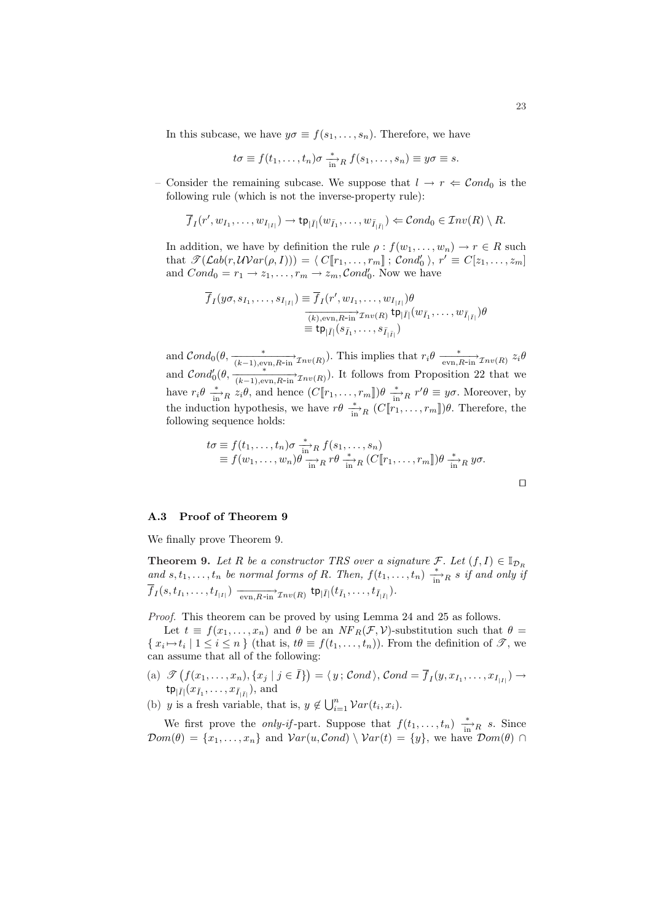In this subcase, we have $y\sigma \equiv f(s_1,\ldots,s_n)$. Therefore, we have

$$t\sigma \equiv f(t_1,\ldots,t_n)\sigma \xrightarrow[\text{in}]{*}_R f(s_1,\ldots,s_n) \equiv y\sigma \equiv s.$$

– Consider the remaining subcase. We suppose that $l \to r \Leftarrow \mathcal{C}ond_0$ is the following rule (which is not the inverse-property rule):

$$\overline{f}_I(r', w_{I_1},\ldots,w_{I_{|I|}}) \to \mathsf{tp}_{|\bar{I}|}(w_{\bar{I}_1},\ldots,w_{\bar{I}_{|\bar{I}|}}) \Leftarrow \mathcal{C}ond_0 \in \mathcal{I}nv(R) \setminus R.$$

In addition, we have by definition the rule $\rho : f(w_1,\ldots,w_n) \to r \in R$ such that $\mathscr{T}(\mathcal{L}ab(r, \mathcal{UV}ar(\rho, I))) = \langle\, C[\![r_1,\ldots,r_m]\!] \,;\, \mathcal{C}ond_0' \,\rangle$, $r' \equiv C[z_1,\ldots,z_m]$ and $Cond_0 = r_1 \to z_1,\ldots,r_m \to z_m, \mathcal{C}ond_0'$. Now we have

$$\begin{aligned}
\overline{f}_I(y\sigma, s_{I_1},\ldots,s_{I_{|I|}}) &\equiv \overline{f}_I(r', w_{I_1},\ldots,w_{I_{|I|}})\theta \\
&\xrightarrow[(k),\text{evn},R\text{-in}]{}{}_{\mathcal{I}nv(R)} \mathsf{tp}_{|\bar{I}|}(w_{\bar{I}_1},\ldots,w_{\bar{I}_{|\bar{I}|}})\theta \\
&\equiv \mathsf{tp}_{|\bar{I}|}(s_{\bar{I}_1},\ldots,s_{\bar{I}_{|\bar{I}|}})
\end{aligned}$$

and $\mathcal{C}ond_0(\theta, \xrightarrow[(k-1),\text{evn},R\text{-in}]{*}{}_{\mathcal{I}nv(R)})$. This implies that $r_i\theta \xrightarrow[\text{evn},R\text{-in}]{*}{}_{\mathcal{I}nv(R)} z_i\theta$ and $\mathcal{C}ond_0'(\theta, \xrightarrow[(k-1),\text{evn},R\text{-in}]{*}{}_{\mathcal{I}nv(R)})$. It follows from Proposition 22 that we have $r_i\theta \xrightarrow[\text{in}]{*}_R z_i\theta$, and hence $(C[\![r_1,\ldots,r_m]\!])\theta \xrightarrow[\text{in}]{*}_R r'\theta \equiv y\sigma$. Moreover, by the induction hypothesis, we have $r\theta \xrightarrow[\text{in}]{*}_R (C[\![r_1,\ldots,r_m]\!])\theta$. Therefore, the following sequence holds:

$$\begin{aligned}
t\sigma &\equiv f(t_1,\ldots,t_n)\sigma \xrightarrow[\text{in}]{*}_R f(s_1,\ldots,s_n) \\
&\equiv f(w_1,\ldots,w_n)\theta \xrightarrow[\text{in}]{}_R r\theta \xrightarrow[\text{in}]{*}_R (C[\![r_1,\ldots,r_m]\!])\theta \xrightarrow[\text{in}]{*}_R y\sigma.
\end{aligned}$$

□

### A.3 Proof of Theorem 9

We finally prove Theorem 9.

**Theorem 9.** *Let $R$ be a constructor TRS over a signature $\mathcal{F}$. Let $(f, I) \in \mathbb{I}_{\mathcal{D}_R}$ and $s, t_1,\ldots,t_n$ be normal forms of $R$. Then, $f(t_1,\ldots,t_n) \xrightarrow[\text{in}]{*}_R s$ if and only if $\overline{f}_I(s, t_{I_1},\ldots,t_{I_{|I|}}) \xrightarrow[\text{evn},R\text{-in}]{}{}_{\mathcal{I}nv(R)} \mathsf{tp}_{|\bar{I}|}(t_{\bar{I}_1},\ldots,t_{\bar{I}_{|\bar{I}|}})$.*

*Proof.* This theorem can be proved by using Lemma 24 and 25 as follows.

Let $t \equiv f(x_1,\ldots,x_n)$ and $\theta$ be an $NF_R(\mathcal{F},\mathcal{V})$-substitution such that $\theta = \{\, x_i \mapsto t_i \mid 1 \le i \le n \,\}$ (that is, $t\theta \equiv f(t_1,\ldots,t_n)$). From the definition of $\mathscr{T}$, we can assume that all of the following:

(a) $\mathscr{T}\left(f(x_1,\ldots,x_n), \{x_j \mid j \in \bar{I}\}\right) = \langle\, y \,;\, \mathcal{C}ond \,\rangle$, $\mathcal{C}ond = \overline{f}_I(y, x_{I_1},\ldots,x_{I_{|I|}}) \to \mathsf{tp}_{|\bar{I}|}(x_{\bar{I}_1},\ldots,x_{\bar{I}_{|\bar{I}|}})$, and

(b) $y$ is a fresh variable, that is, $y \notin \bigcup_{i=1}^{n} \mathcal{V}ar(t_i, x_i)$.

We first prove the *only-if*-part. Suppose that $f(t_1,\ldots,t_n) \xrightarrow[\text{in}]{*}_R s$. Since $\mathcal{D}om(\theta) = \{x_1,\ldots,x_n\}$ and $\mathcal{V}ar(u, \mathcal{C}ond) \setminus \mathcal{V}ar(t) = \{y\}$, we have $\mathcal{D}om(\theta) \cap$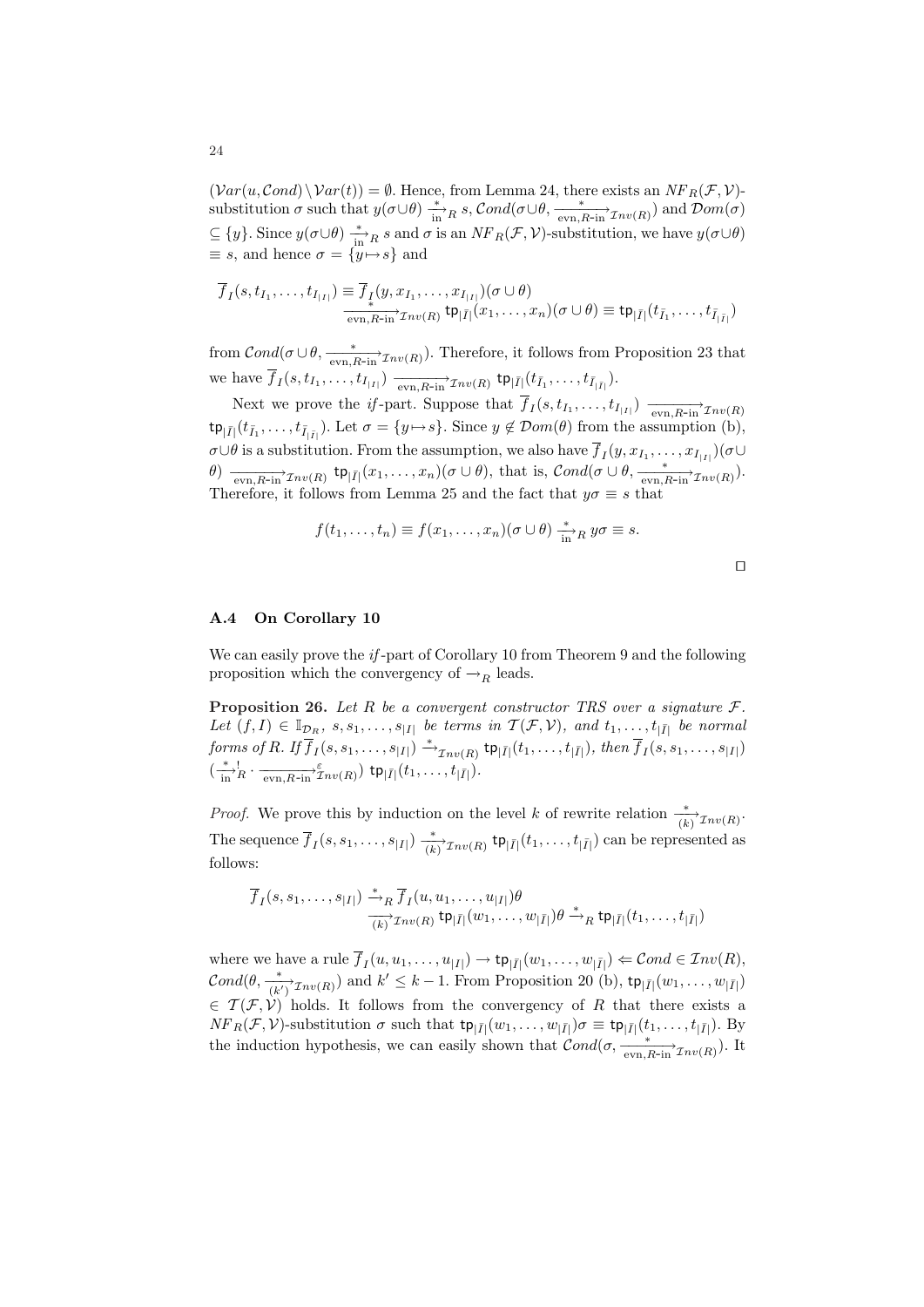$(\mathcal{V}ar(u, \mathcal{C}ond) \setminus \mathcal{V}ar(t)) = \emptyset$. Hence, from Lemma 24, there exists an $NF_R(\mathcal{F}, \mathcal{V})$-substitution $\sigma$ such that $y(\sigma \cup \theta) \xrightarrow[\text{in}]{*}_R s$, $\mathcal{C}ond(\sigma \cup \theta, \xrightarrow[\text{evn},R\text{-in}]{*}_{\mathcal{I}nv(R)})$ and $\mathcal{D}om(\sigma) \subseteq \{y\}$. Since $y(\sigma \cup \theta) \xrightarrow[\text{in}]{*}_R s$ and $\sigma$ is an $NF_R(\mathcal{F}, \mathcal{V})$-substitution, we have $y(\sigma \cup \theta) \equiv s$, and hence $\sigma = \{y \mapsto s\}$ and

$$\overline{f}_I(s, t_{I_1}, \ldots, t_{I_{|I|}}) \equiv \overline{f}_I(y, x_{I_1}, \ldots, x_{I_{|I|}})(\sigma \cup \theta) \xrightarrow[\text{evn},R\text{-in}]{*}_{\mathcal{I}nv(R)} \mathsf{tp}_{|\bar{I}|}(x_1, \ldots, x_n)(\sigma \cup \theta) \equiv \mathsf{tp}_{|\bar{I}|}(t_{\bar{I}_1}, \ldots, t_{\bar{I}_{|\bar{I}|}})$$

from $\mathcal{C}ond(\sigma \cup \theta, \xrightarrow[\text{evn},R\text{-in}]{*}_{\mathcal{I}nv(R)})$. Therefore, it follows from Proposition 23 that we have $\overline{f}_I(s, t_{I_1}, \ldots, t_{I_{|I|}}) \xrightarrow[\text{evn},R\text{-in}]{}_{\mathcal{I}nv(R)} \mathsf{tp}_{|\bar{I}|}(t_{\bar{I}_1}, \ldots, t_{\bar{I}_{|\bar{I}|}})$.

Next we prove the *if*-part. Suppose that $\overline{f}_I(s, t_{I_1}, \ldots, t_{I_{|I|}}) \xrightarrow[\text{evn},R\text{-in}]{}_{\mathcal{I}nv(R)} \mathsf{tp}_{|\bar{I}|}(t_{\bar{I}_1}, \ldots, t_{\bar{I}_{|\bar{I}|}})$. Let $\sigma = \{y \mapsto s\}$. Since $y \notin \mathcal{D}om(\theta)$ from the assumption (b), $\sigma \cup \theta$ is a substitution. From the assumption, we also have $\overline{f}_I(y, x_{I_1}, \ldots, x_{I_{|I|}})(\sigma \cup \theta) \xrightarrow[\text{evn},R\text{-in}]{}_{\mathcal{I}nv(R)} \mathsf{tp}_{|\bar{I}|}(x_1, \ldots, x_n)(\sigma \cup \theta)$, that is, $\mathcal{C}ond(\sigma \cup \theta, \xrightarrow[\text{evn},R\text{-in}]{*}_{\mathcal{I}nv(R)})$. Therefore, it follows from Lemma 25 and the fact that $y\sigma \equiv s$ that

$$f(t_1, \ldots, t_n) \equiv f(x_1, \ldots, x_n)(\sigma \cup \theta) \xrightarrow[\text{in}]{*}_R y\sigma \equiv s.$$

□

### A.4 On Corollary 10

We can easily prove the *if*-part of Corollary 10 from Theorem 9 and the following proposition which the convergency of $\rightarrow_R$ leads.

**Proposition 26.** *Let $R$ be a convergent constructor TRS over a signature $\mathcal{F}$. Let $(f, I) \in \mathbb{I}_{\mathcal{D}_R}$, $s, s_1, \ldots, s_{|I|}$ be terms in $\mathcal{T}(\mathcal{F}, \mathcal{V})$, and $t_1, \ldots, t_{|\bar{I}|}$ be normal forms of $R$. If $\overline{f}_I(s, s_1, \ldots, s_{|I|}) \xrightarrow{*}_{\mathcal{I}nv(R)} \mathsf{tp}_{|\bar{I}|}(t_1, \ldots, t_{|\bar{I}|})$, then $\overline{f}_I(s, s_1, \ldots, s_{|I|}) (\xrightarrow[\text{in}]{*}{}^{!}_R \cdot \xrightarrow[\text{evn},R\text{-in}]{\varepsilon}_{\mathcal{I}nv(R)})\ \mathsf{tp}_{|\bar{I}|}(t_1, \ldots, t_{|\bar{I}|})$.*

*Proof.* We prove this by induction on the level $k$ of rewrite relation $\xrightarrow[(k)]{*}_{\mathcal{I}nv(R)}$. The sequence $\overline{f}_I(s, s_1, \ldots, s_{|I|}) \xrightarrow[(k)]{*}_{\mathcal{I}nv(R)} \mathsf{tp}_{|\bar{I}|}(t_1, \ldots, t_{|\bar{I}|})$ can be represented as follows:

$$\overline{f}_I(s, s_1, \ldots, s_{|I|}) \xrightarrow{*}_R \overline{f}_I(u, u_1, \ldots, u_{|I|})\theta \xrightarrow[(k)]{}_{\mathcal{I}nv(R)} \mathsf{tp}_{|\bar{I}|}(w_1, \ldots, w_{|\bar{I}|})\theta \xrightarrow{*}_R \mathsf{tp}_{|\bar{I}|}(t_1, \ldots, t_{|\bar{I}|})$$

where we have a rule $\overline{f}_I(u, u_1, \ldots, u_{|I|}) \rightarrow \mathsf{tp}_{|\bar{I}|}(w_1, \ldots, w_{|\bar{I}|}) \Leftarrow \mathcal{C}ond \in \mathcal{I}nv(R)$, $\mathcal{C}ond(\theta, \xrightarrow[(k')]{*}_{\mathcal{I}nv(R)})$ and $k' \leq k - 1$. From Proposition 20 (b), $\mathsf{tp}_{|\bar{I}|}(w_1, \ldots, w_{|\bar{I}|}) \in \mathcal{T}(\mathcal{F}, \mathcal{V})$ holds. It follows from the convergency of $R$ that there exists a $NF_R(\mathcal{F}, \mathcal{V})$-substitution $\sigma$ such that $\mathsf{tp}_{|\bar{I}|}(w_1, \ldots, w_{|\bar{I}|})\sigma \equiv \mathsf{tp}_{|\bar{I}|}(t_1, \ldots, t_{|\bar{I}|})$. By the induction hypothesis, we can easily shown that $\mathcal{C}ond(\sigma, \xrightarrow[\text{evn},R\text{-in}]{*}_{\mathcal{I}nv(R)})$. It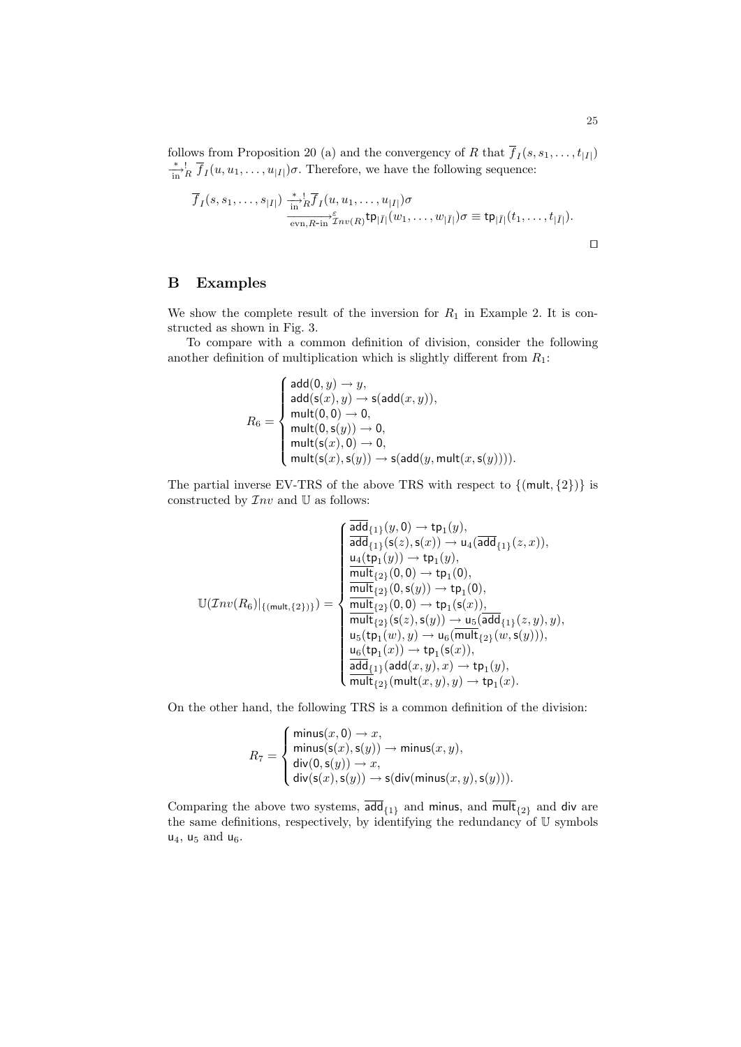follows from Proposition 20 (a) and the convergency of $R$ that $\overline{f}_I(s, s_1, \ldots, t_{|I|}) \xrightarrow[\text{in}]{*}{}^!_R \overline{f}_I(u, u_1, \ldots, u_{|I|})\sigma$. Therefore, we have the following sequence:

$$\overline{f}_I(s, s_1, \ldots, s_{|I|}) \xrightarrow[\text{in}]{*}{}^!_R \overline{f}_I(u, u_1, \ldots, u_{|I|})\sigma$$
$$\xrightarrow[\text{evn},R\text{-in}]{\varepsilon}{}_{\mathcal{I}nv(R)} \mathsf{tp}_{|\bar{I}|}(w_1, \ldots, w_{|\bar{I}|})\sigma \equiv \mathsf{tp}_{|\bar{I}|}(t_1, \ldots, t_{|\bar{I}|}).$$

□

## B Examples

We show the complete result of the inversion for $R_1$ in Example 2. It is constructed as shown in Fig. 3.

To compare with a common definition of division, consider the following another definition of multiplication which is slightly different from $R_1$:

$$R_6 = \begin{cases} \mathsf{add}(0, y) \to y, \\ \mathsf{add}(\mathsf{s}(x), y) \to \mathsf{s}(\mathsf{add}(x, y)), \\ \mathsf{mult}(0, 0) \to 0, \\ \mathsf{mult}(0, \mathsf{s}(y)) \to 0, \\ \mathsf{mult}(\mathsf{s}(x), 0) \to 0, \\ \mathsf{mult}(\mathsf{s}(x), \mathsf{s}(y)) \to \mathsf{s}(\mathsf{add}(y, \mathsf{mult}(x, \mathsf{s}(y)))). \end{cases}$$

The partial inverse EV-TRS of the above TRS with respect to $\{(\mathsf{mult}, \{2\})\}$ is constructed by $\mathcal{I}nv$ and $\mathbb{U}$ as follows:

$$\mathbb{U}(\mathcal{I}nv(R_6)|_{\{(\mathsf{mult},\{2\})\}}) = \begin{cases} \overline{\mathsf{add}}_{\{1\}}(y, 0) \to \mathsf{tp}_1(y), \\ \overline{\mathsf{add}}_{\{1\}}(\mathsf{s}(z), \mathsf{s}(x)) \to \mathsf{u}_4(\overline{\mathsf{add}}_{\{1\}}(z, x)), \\ \mathsf{u}_4(\mathsf{tp}_1(y)) \to \mathsf{tp}_1(y), \\ \overline{\mathsf{mult}}_{\{2\}}(0, 0) \to \mathsf{tp}_1(0), \\ \overline{\mathsf{mult}}_{\{2\}}(0, \mathsf{s}(y)) \to \mathsf{tp}_1(0), \\ \overline{\mathsf{mult}}_{\{2\}}(0, 0) \to \mathsf{tp}_1(\mathsf{s}(x)), \\ \overline{\mathsf{mult}}_{\{2\}}(\mathsf{s}(z), \mathsf{s}(y)) \to \mathsf{u}_5(\overline{\mathsf{add}}_{\{1\}}(z, y), y), \\ \mathsf{u}_5(\mathsf{tp}_1(w), y) \to \mathsf{u}_6(\overline{\mathsf{mult}}_{\{2\}}(w, \mathsf{s}(y))), \\ \mathsf{u}_6(\mathsf{tp}_1(x)) \to \mathsf{tp}_1(\mathsf{s}(x)), \\ \overline{\mathsf{add}}_{\{1\}}(\mathsf{add}(x, y), x) \to \mathsf{tp}_1(y), \\ \overline{\mathsf{mult}}_{\{2\}}(\mathsf{mult}(x, y), y) \to \mathsf{tp}_1(x). \end{cases}$$

On the other hand, the following TRS is a common definition of the division:

$$R_7 = \begin{cases} \mathsf{minus}(x, 0) \to x, \\ \mathsf{minus}(\mathsf{s}(x), \mathsf{s}(y)) \to \mathsf{minus}(x, y), \\ \mathsf{div}(0, \mathsf{s}(y)) \to x, \\ \mathsf{div}(\mathsf{s}(x), \mathsf{s}(y)) \to \mathsf{s}(\mathsf{div}(\mathsf{minus}(x, y), \mathsf{s}(y))). \end{cases}$$

Comparing the above two systems, $\overline{\mathsf{add}}_{\{1\}}$ and $\mathsf{minus}$, and $\overline{\mathsf{mult}}_{\{2\}}$ and $\mathsf{div}$ are the same definitions, respectively, by identifying the redundancy of $\mathbb{U}$ symbols $\mathsf{u}_4$, $\mathsf{u}_5$ and $\mathsf{u}_6$.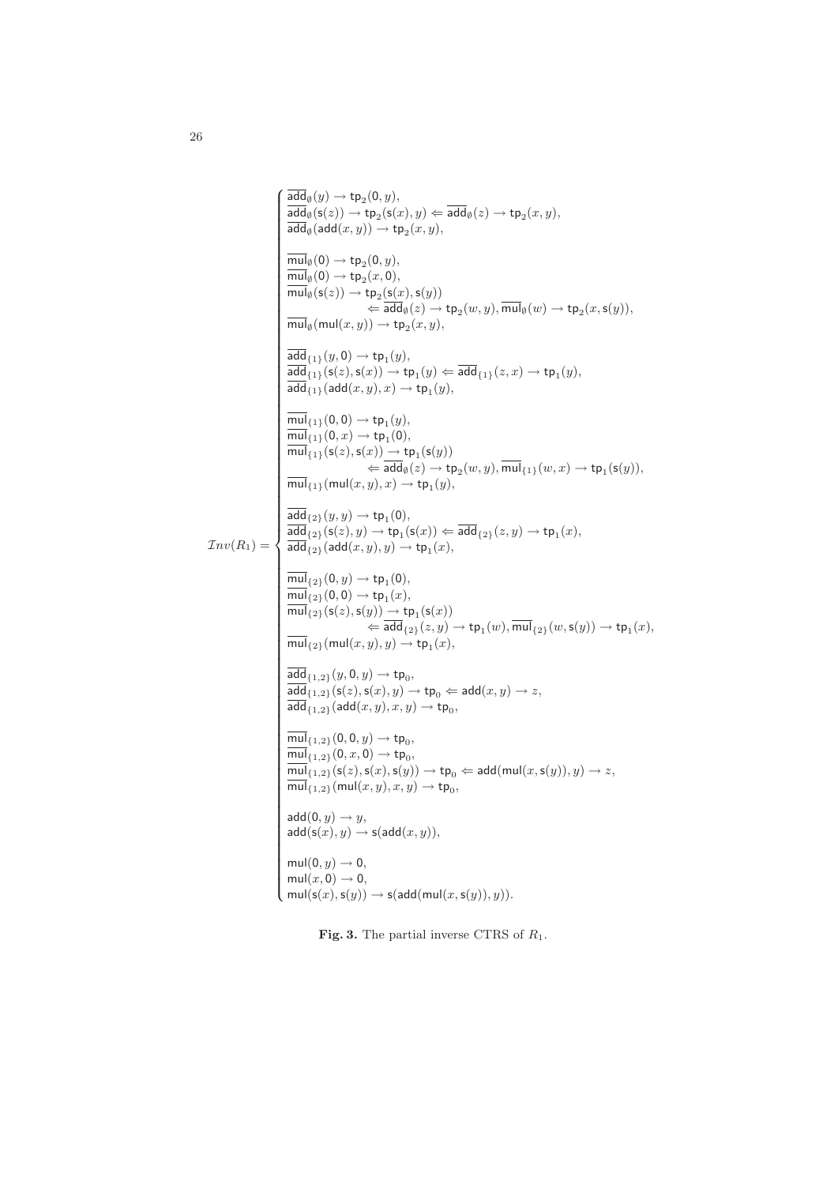$$
\mathcal{I}nv(R_1) = \left\{
\begin{array}{l}
\overline{\mathsf{add}}_{\emptyset}(y) \rightarrow \mathsf{tp}_2(0, y), \\
\overline{\mathsf{add}}_{\emptyset}(\mathsf{s}(z)) \rightarrow \mathsf{tp}_2(\mathsf{s}(x), y) \Leftarrow \overline{\mathsf{add}}_{\emptyset}(z) \rightarrow \mathsf{tp}_2(x, y), \\
\overline{\mathsf{add}}_{\emptyset}(\mathsf{add}(x, y)) \rightarrow \mathsf{tp}_2(x, y), \\
\\
\overline{\mathsf{mul}}_{\emptyset}(0) \rightarrow \mathsf{tp}_2(0, y), \\
\overline{\mathsf{mul}}_{\emptyset}(0) \rightarrow \mathsf{tp}_2(x, 0), \\
\overline{\mathsf{mul}}_{\emptyset}(\mathsf{s}(z)) \rightarrow \mathsf{tp}_2(\mathsf{s}(x), \mathsf{s}(y)) \\
\qquad\qquad \Leftarrow \overline{\mathsf{add}}_{\emptyset}(z) \rightarrow \mathsf{tp}_2(w, y), \overline{\mathsf{mul}}_{\emptyset}(w) \rightarrow \mathsf{tp}_2(x, \mathsf{s}(y)), \\
\overline{\mathsf{mul}}_{\emptyset}(\mathsf{mul}(x, y)) \rightarrow \mathsf{tp}_2(x, y), \\
\\
\overline{\mathsf{add}}_{\{1\}}(y, 0) \rightarrow \mathsf{tp}_1(y), \\
\overline{\mathsf{add}}_{\{1\}}(\mathsf{s}(z), \mathsf{s}(x)) \rightarrow \mathsf{tp}_1(y) \Leftarrow \overline{\mathsf{add}}_{\{1\}}(z, x) \rightarrow \mathsf{tp}_1(y), \\
\overline{\mathsf{add}}_{\{1\}}(\mathsf{add}(x, y), x) \rightarrow \mathsf{tp}_1(y), \\
\\
\overline{\mathsf{mul}}_{\{1\}}(0, 0) \rightarrow \mathsf{tp}_1(y), \\
\overline{\mathsf{mul}}_{\{1\}}(0, x) \rightarrow \mathsf{tp}_1(0), \\
\overline{\mathsf{mul}}_{\{1\}}(\mathsf{s}(z), \mathsf{s}(x)) \rightarrow \mathsf{tp}_1(\mathsf{s}(y)) \\
\qquad\qquad \Leftarrow \overline{\mathsf{add}}_{\emptyset}(z) \rightarrow \mathsf{tp}_2(w, y), \overline{\mathsf{mul}}_{\{1\}}(w, x) \rightarrow \mathsf{tp}_1(\mathsf{s}(y)), \\
\overline{\mathsf{mul}}_{\{1\}}(\mathsf{mul}(x, y), x) \rightarrow \mathsf{tp}_1(y), \\
\\
\overline{\mathsf{add}}_{\{2\}}(y, y) \rightarrow \mathsf{tp}_1(0), \\
\overline{\mathsf{add}}_{\{2\}}(\mathsf{s}(z), y) \rightarrow \mathsf{tp}_1(\mathsf{s}(x)) \Leftarrow \overline{\mathsf{add}}_{\{2\}}(z, y) \rightarrow \mathsf{tp}_1(x), \\
\overline{\mathsf{add}}_{\{2\}}(\mathsf{add}(x, y), y) \rightarrow \mathsf{tp}_1(x), \\
\\
\overline{\mathsf{mul}}_{\{2\}}(0, y) \rightarrow \mathsf{tp}_1(0), \\
\overline{\mathsf{mul}}_{\{2\}}(0, 0) \rightarrow \mathsf{tp}_1(x), \\
\overline{\mathsf{mul}}_{\{2\}}(\mathsf{s}(z), \mathsf{s}(y)) \rightarrow \mathsf{tp}_1(\mathsf{s}(x)) \\
\qquad\qquad \Leftarrow \overline{\mathsf{add}}_{\{2\}}(z, y) \rightarrow \mathsf{tp}_1(w), \overline{\mathsf{mul}}_{\{2\}}(w, \mathsf{s}(y)) \rightarrow \mathsf{tp}_1(x), \\
\overline{\mathsf{mul}}_{\{2\}}(\mathsf{mul}(x, y), y) \rightarrow \mathsf{tp}_1(x), \\
\\
\overline{\mathsf{add}}_{\{1,2\}}(y, 0, y) \rightarrow \mathsf{tp}_0, \\
\overline{\mathsf{add}}_{\{1,2\}}(\mathsf{s}(z), \mathsf{s}(x), y) \rightarrow \mathsf{tp}_0 \Leftarrow \mathsf{add}(x, y) \rightarrow z, \\
\overline{\mathsf{add}}_{\{1,2\}}(\mathsf{add}(x, y), x, y) \rightarrow \mathsf{tp}_0, \\
\\
\overline{\mathsf{mul}}_{\{1,2\}}(0, 0, y) \rightarrow \mathsf{tp}_0, \\
\overline{\mathsf{mul}}_{\{1,2\}}(0, x, 0) \rightarrow \mathsf{tp}_0, \\
\overline{\mathsf{mul}}_{\{1,2\}}(\mathsf{s}(z), \mathsf{s}(x), \mathsf{s}(y)) \rightarrow \mathsf{tp}_0 \Leftarrow \mathsf{add}(\mathsf{mul}(x, \mathsf{s}(y)), y) \rightarrow z, \\
\overline{\mathsf{mul}}_{\{1,2\}}(\mathsf{mul}(x, y), x, y) \rightarrow \mathsf{tp}_0, \\
\\
\mathsf{add}(0, y) \rightarrow y, \\
\mathsf{add}(\mathsf{s}(x), y) \rightarrow \mathsf{s}(\mathsf{add}(x, y)), \\
\\
\mathsf{mul}(0, y) \rightarrow 0, \\
\mathsf{mul}(x, 0) \rightarrow 0, \\
\mathsf{mul}(\mathsf{s}(x), \mathsf{s}(y)) \rightarrow \mathsf{s}(\mathsf{add}(\mathsf{mul}(x, \mathsf{s}(y)), y)).
\end{array}
\right.
$$

**Fig. 3.** The partial inverse CTRS of $R_1$.